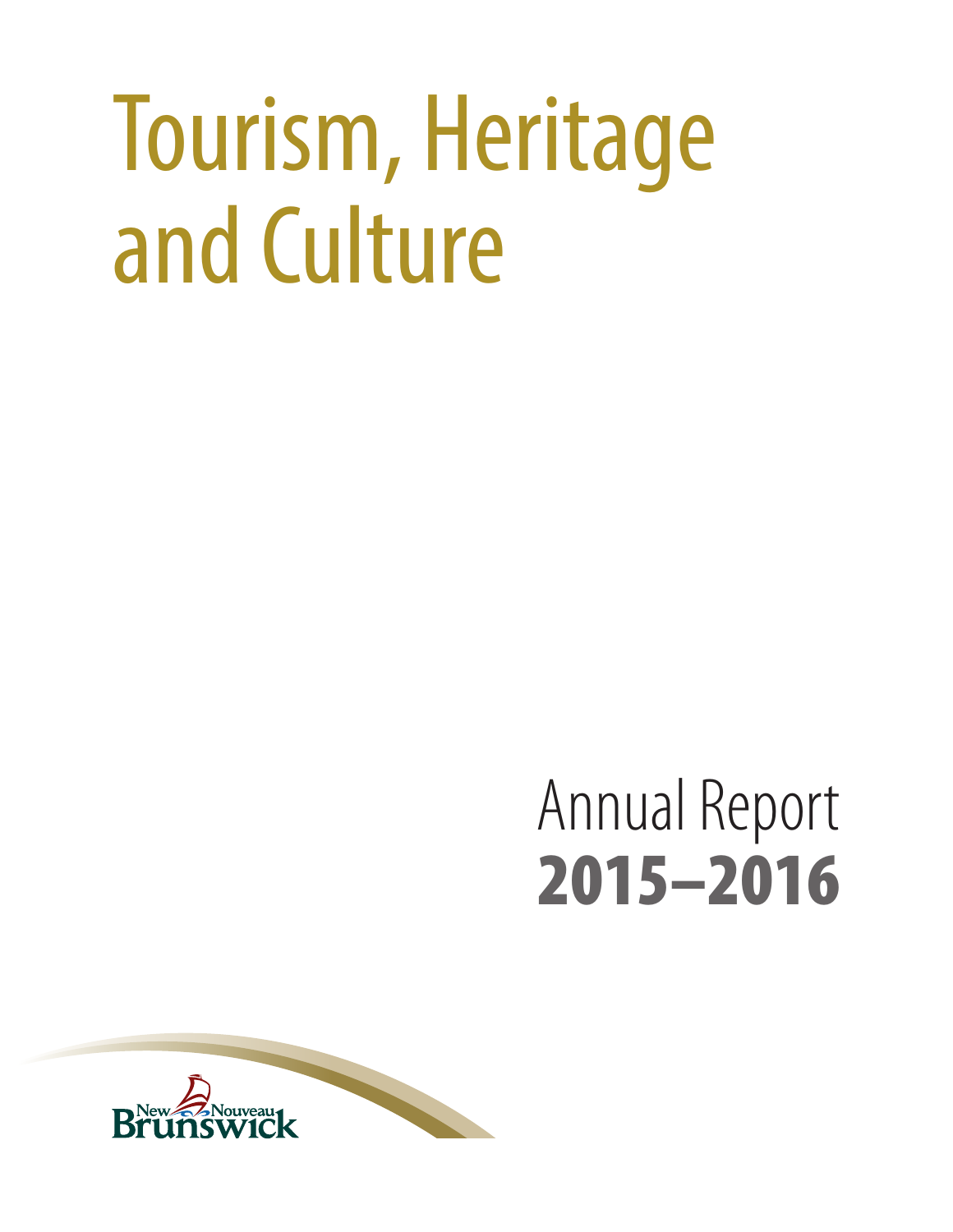# Tourism, Heritage and Culture

## Annual Report
## 2015–2016

New Nouveau Brunswick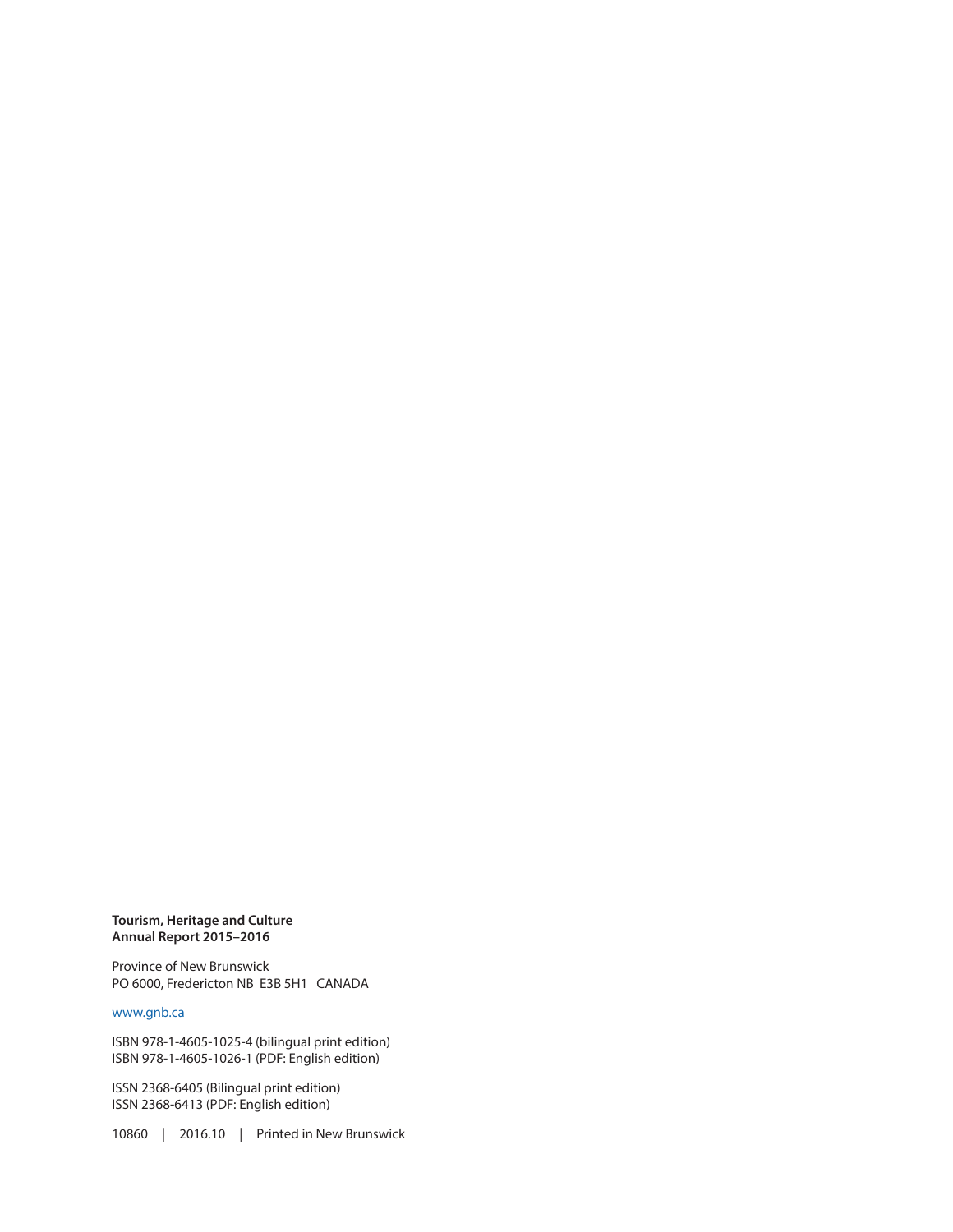**Tourism, Heritage and Culture**
**Annual Report 2015–2016**

Province of New Brunswick
PO 6000, Fredericton NB E3B 5H1 CANADA

www.gnb.ca

ISBN 978-1-4605-1025-4 (bilingual print edition)
ISBN 978-1-4605-1026-1 (PDF: English edition)

ISSN 2368-6405 (Bilingual print edition)
ISSN 2368-6413 (PDF: English edition)

10860 | 2016.10 | Printed in New Brunswick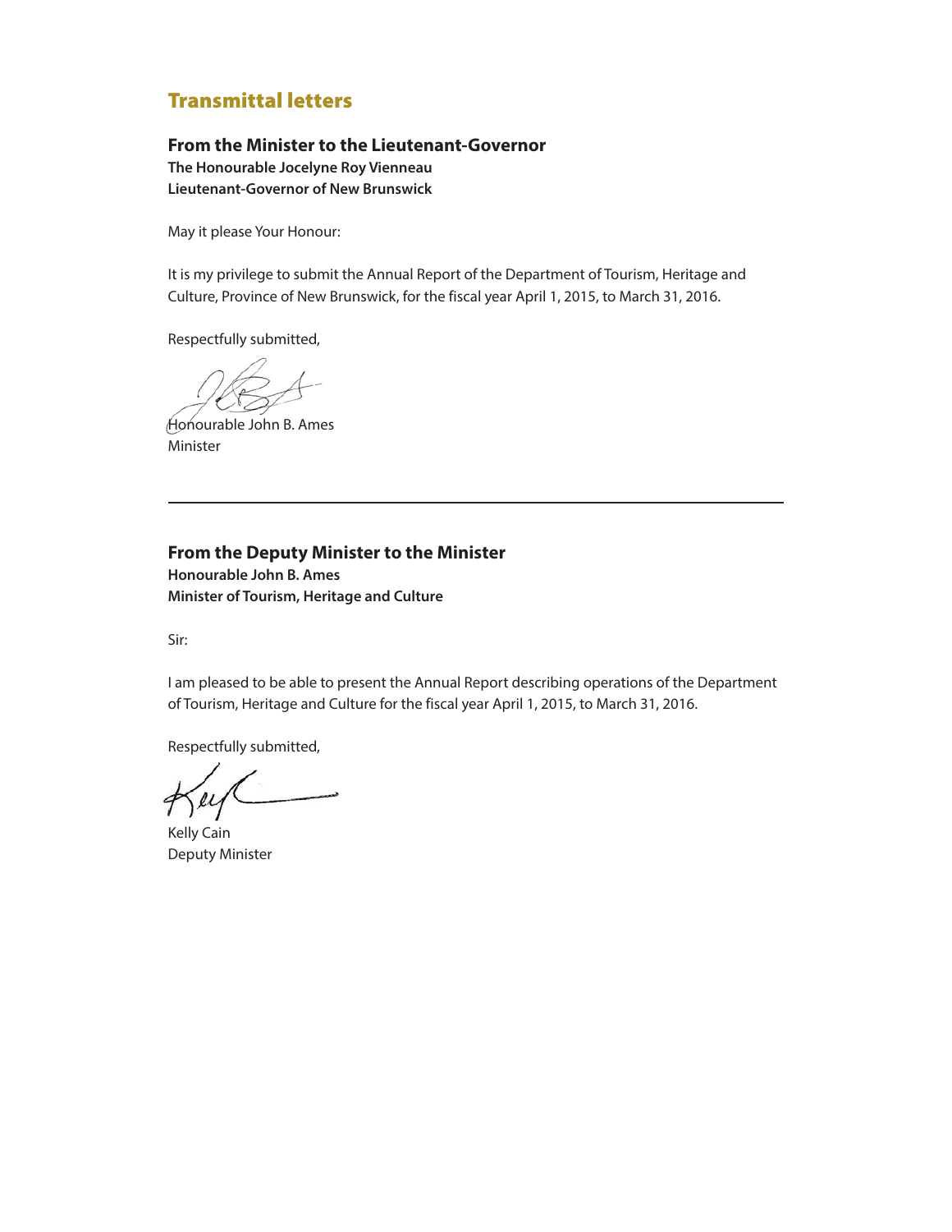# Transmittal letters

## From the Minister to the Lieutenant-Governor

**The Honourable Jocelyne Roy Vienneau**
**Lieutenant-Governor of New Brunswick**

May it please Your Honour:

It is my privilege to submit the Annual Report of the Department of Tourism, Heritage and Culture, Province of New Brunswick, for the fiscal year April 1, 2015, to March 31, 2016.

Respectfully submitted,

Honourable John B. Ames
Minister

---

## From the Deputy Minister to the Minister

**Honourable John B. Ames**
**Minister of Tourism, Heritage and Culture**

Sir:

I am pleased to be able to present the Annual Report describing operations of the Department of Tourism, Heritage and Culture for the fiscal year April 1, 2015, to March 31, 2016.

Respectfully submitted,

Kelly Cain
Deputy Minister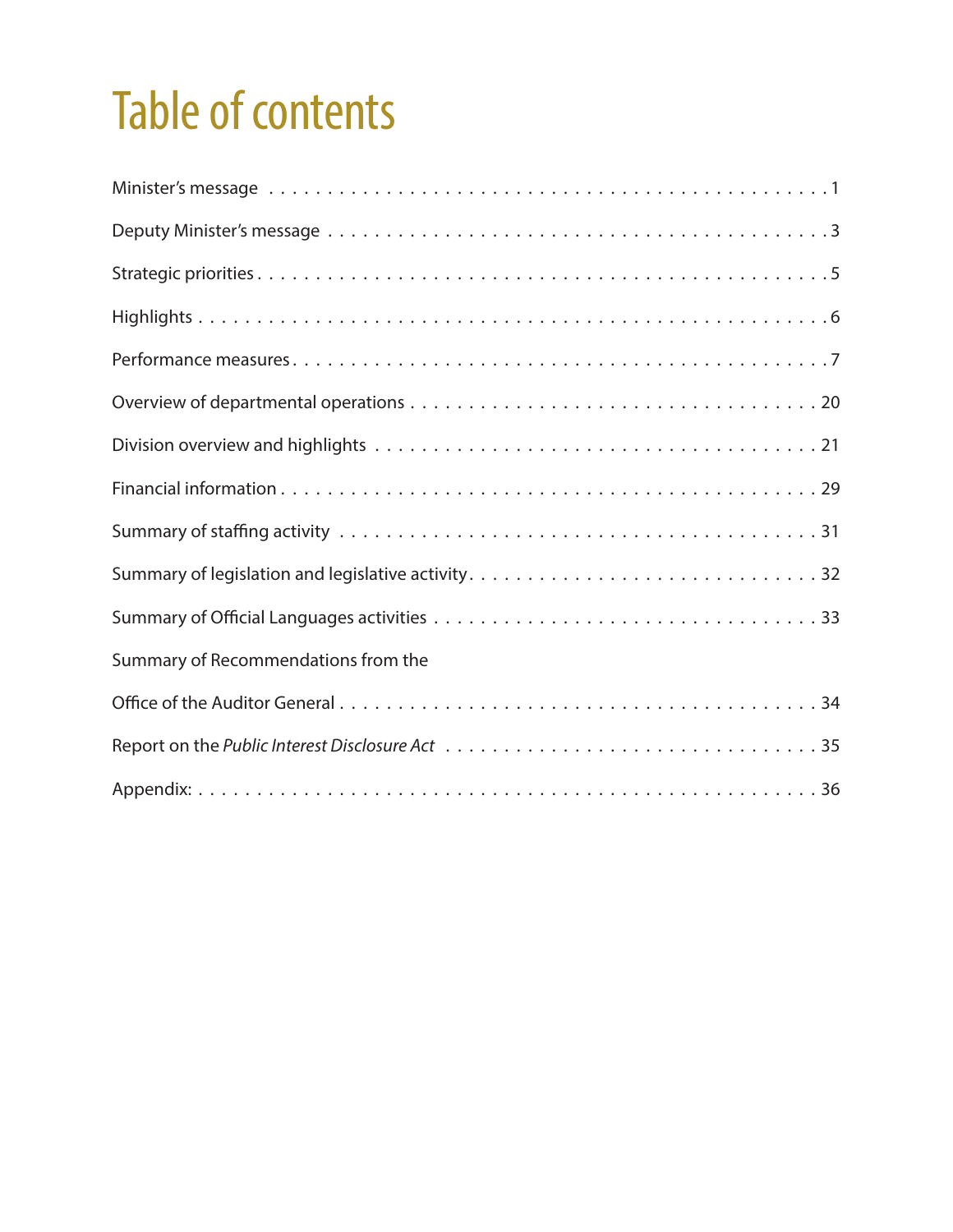# Table of contents

Minister's message . . . . . . . . . . . . . . . . . . . . . . . . . . . . . . . . . . . . . . . . . . . . 1

Deputy Minister's message . . . . . . . . . . . . . . . . . . . . . . . . . . . . . . . . . . . . . . . 3

Strategic priorities . . . . . . . . . . . . . . . . . . . . . . . . . . . . . . . . . . . . . . . . . . . . . 5

Highlights . . . . . . . . . . . . . . . . . . . . . . . . . . . . . . . . . . . . . . . . . . . . . . . . . 6

Performance measures . . . . . . . . . . . . . . . . . . . . . . . . . . . . . . . . . . . . . . . . . . 7

Overview of departmental operations . . . . . . . . . . . . . . . . . . . . . . . . . . . . . . . . . 20

Division overview and highlights . . . . . . . . . . . . . . . . . . . . . . . . . . . . . . . . . . . . 21

Financial information . . . . . . . . . . . . . . . . . . . . . . . . . . . . . . . . . . . . . . . . . . 29

Summary of staffing activity . . . . . . . . . . . . . . . . . . . . . . . . . . . . . . . . . . . . . . 31

Summary of legislation and legislative activity . . . . . . . . . . . . . . . . . . . . . . . . . . . . 32

Summary of Official Languages activities . . . . . . . . . . . . . . . . . . . . . . . . . . . . . . . 33

Summary of Recommendations from the
Office of the Auditor General . . . . . . . . . . . . . . . . . . . . . . . . . . . . . . . . . . . . . . 34

Report on the *Public Interest Disclosure Act* . . . . . . . . . . . . . . . . . . . . . . . . . . . . 35

Appendix: . . . . . . . . . . . . . . . . . . . . . . . . . . . . . . . . . . . . . . . . . . . . . . . . . 36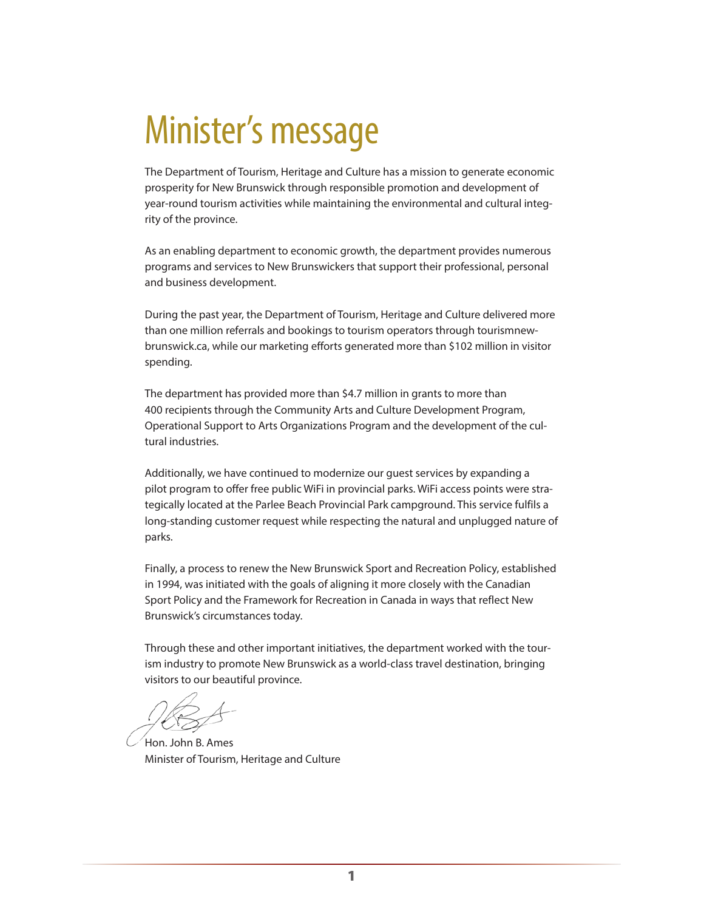# Minister's message

The Department of Tourism, Heritage and Culture has a mission to generate economic prosperity for New Brunswick through responsible promotion and development of year-round tourism activities while maintaining the environmental and cultural integrity of the province.

As an enabling department to economic growth, the department provides numerous programs and services to New Brunswickers that support their professional, personal and business development.

During the past year, the Department of Tourism, Heritage and Culture delivered more than one million referrals and bookings to tourism operators through tourismnewbrunswick.ca, while our marketing efforts generated more than $102 million in visitor spending.

The department has provided more than $4.7 million in grants to more than 400 recipients through the Community Arts and Culture Development Program, Operational Support to Arts Organizations Program and the development of the cultural industries.

Additionally, we have continued to modernize our guest services by expanding a pilot program to offer free public WiFi in provincial parks. WiFi access points were strategically located at the Parlee Beach Provincial Park campground. This service fulfils a long-standing customer request while respecting the natural and unplugged nature of parks.

Finally, a process to renew the New Brunswick Sport and Recreation Policy, established in 1994, was initiated with the goals of aligning it more closely with the Canadian Sport Policy and the Framework for Recreation in Canada in ways that reflect New Brunswick's circumstances today.

Through these and other important initiatives, the department worked with the tourism industry to promote New Brunswick as a world-class travel destination, bringing visitors to our beautiful province.

Hon. John B. Ames
Minister of Tourism, Heritage and Culture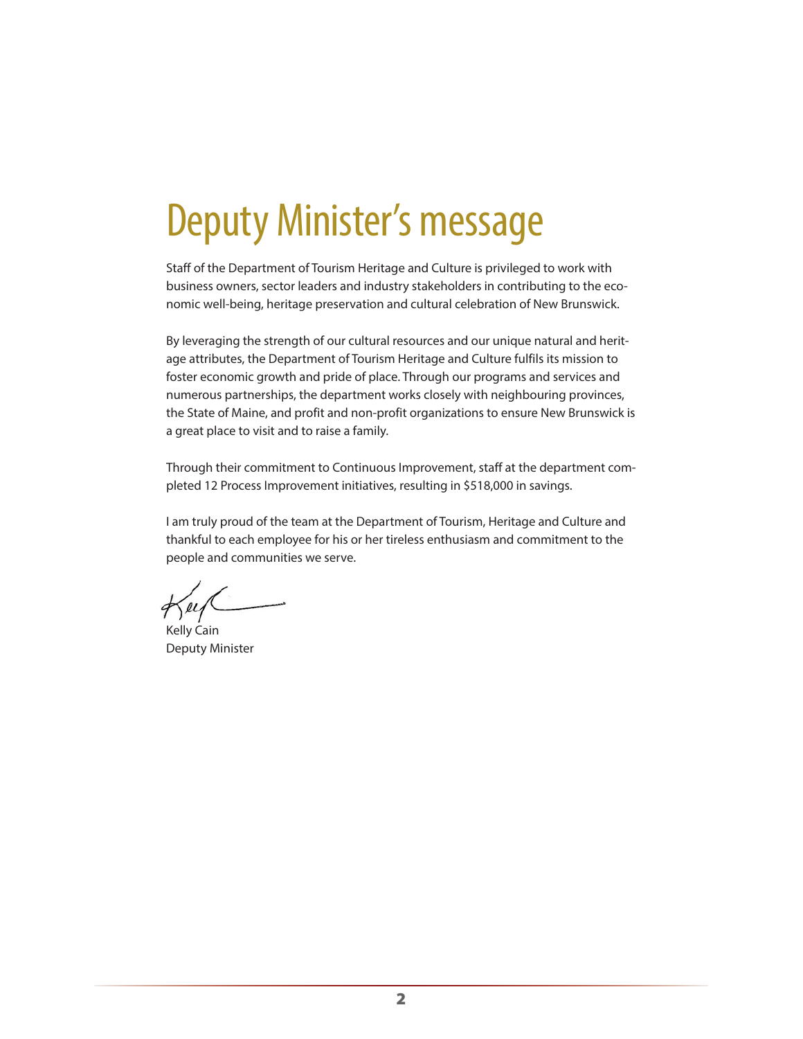# Deputy Minister's message

Staff of the Department of Tourism Heritage and Culture is privileged to work with business owners, sector leaders and industry stakeholders in contributing to the economic well-being, heritage preservation and cultural celebration of New Brunswick.

By leveraging the strength of our cultural resources and our unique natural and heritage attributes, the Department of Tourism Heritage and Culture fulfils its mission to foster economic growth and pride of place. Through our programs and services and numerous partnerships, the department works closely with neighbouring provinces, the State of Maine, and profit and non-profit organizations to ensure New Brunswick is a great place to visit and to raise a family.

Through their commitment to Continuous Improvement, staff at the department completed 12 Process Improvement initiatives, resulting in $518,000 in savings.

I am truly proud of the team at the Department of Tourism, Heritage and Culture and thankful to each employee for his or her tireless enthusiasm and commitment to the people and communities we serve.

Kelly Cain
Deputy Minister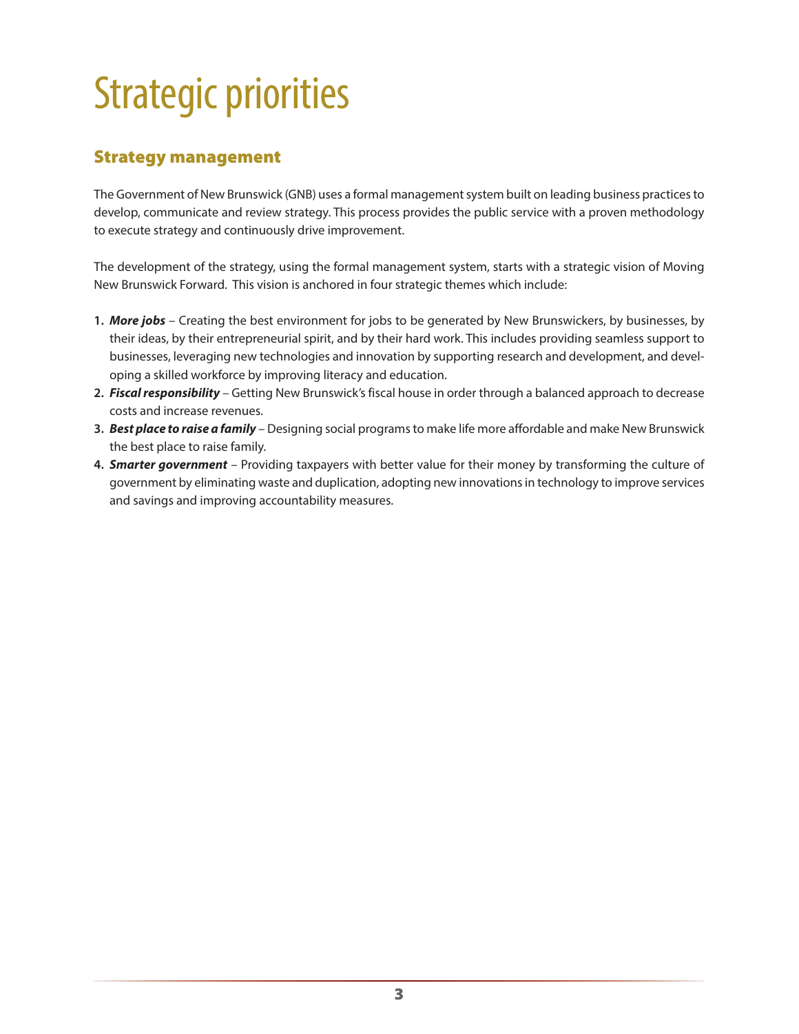# Strategic priorities

## Strategy management

The Government of New Brunswick (GNB) uses a formal management system built on leading business practices to develop, communicate and review strategy. This process provides the public service with a proven methodology to execute strategy and continuously drive improvement.

The development of the strategy, using the formal management system, starts with a strategic vision of Moving New Brunswick Forward. This vision is anchored in four strategic themes which include:

1. ***More jobs*** – Creating the best environment for jobs to be generated by New Brunswickers, by businesses, by their ideas, by their entrepreneurial spirit, and by their hard work. This includes providing seamless support to businesses, leveraging new technologies and innovation by supporting research and development, and developing a skilled workforce by improving literacy and education.
2. ***Fiscal responsibility*** – Getting New Brunswick's fiscal house in order through a balanced approach to decrease costs and increase revenues.
3. ***Best place to raise a family*** – Designing social programs to make life more affordable and make New Brunswick the best place to raise family.
4. ***Smarter government*** – Providing taxpayers with better value for their money by transforming the culture of government by eliminating waste and duplication, adopting new innovations in technology to improve services and savings and improving accountability measures.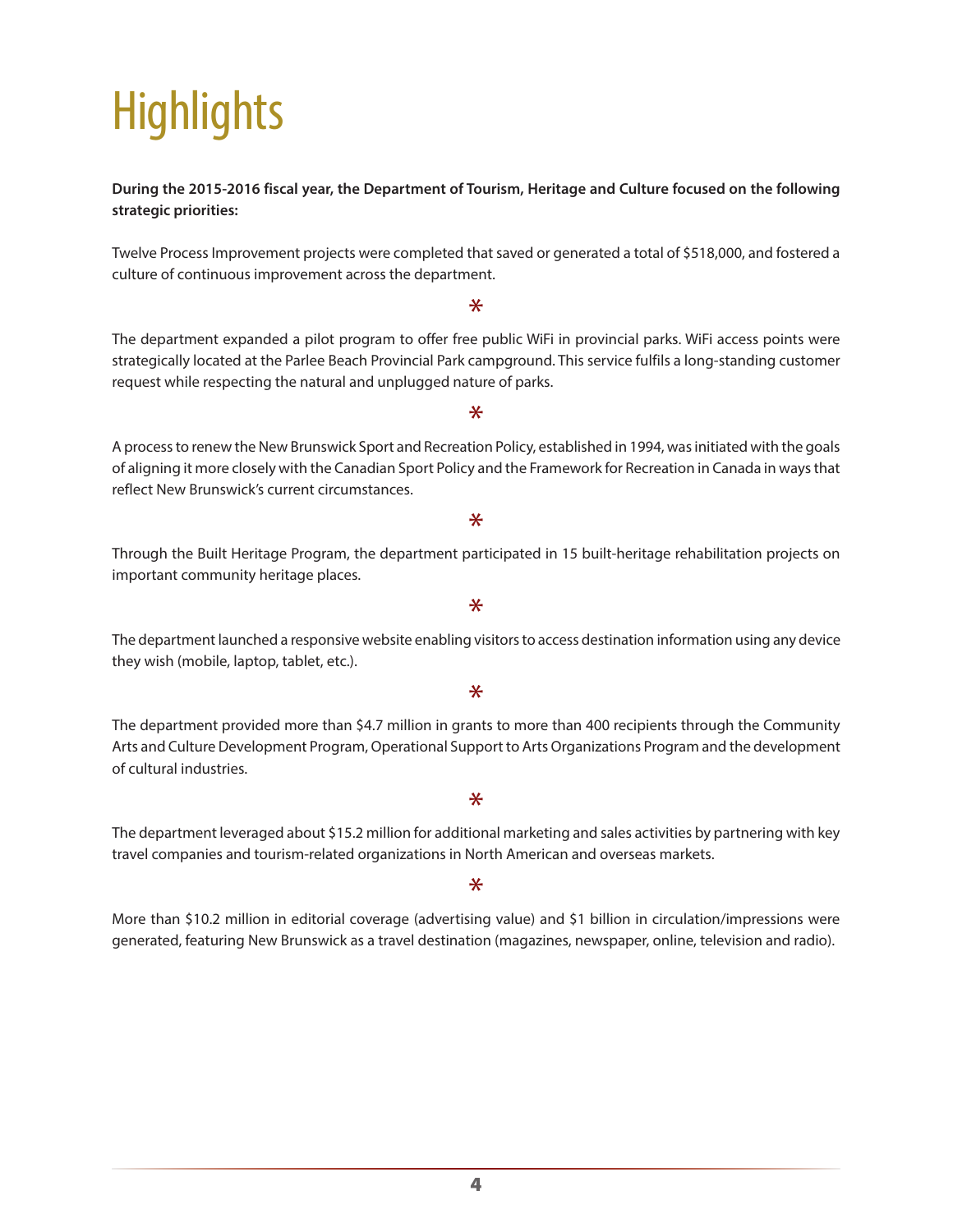# Highlights

**During the 2015-2016 fiscal year, the Department of Tourism, Heritage and Culture focused on the following strategic priorities:**

Twelve Process Improvement projects were completed that saved or generated a total of $518,000, and fostered a culture of continuous improvement across the department.

*

The department expanded a pilot program to offer free public WiFi in provincial parks. WiFi access points were strategically located at the Parlee Beach Provincial Park campground. This service fulfils a long-standing customer request while respecting the natural and unplugged nature of parks.

*

A process to renew the New Brunswick Sport and Recreation Policy, established in 1994, was initiated with the goals of aligning it more closely with the Canadian Sport Policy and the Framework for Recreation in Canada in ways that reflect New Brunswick's current circumstances.

*

Through the Built Heritage Program, the department participated in 15 built-heritage rehabilitation projects on important community heritage places.

*

The department launched a responsive website enabling visitors to access destination information using any device they wish (mobile, laptop, tablet, etc.).

*

The department provided more than $4.7 million in grants to more than 400 recipients through the Community Arts and Culture Development Program, Operational Support to Arts Organizations Program and the development of cultural industries.

*

The department leveraged about $15.2 million for additional marketing and sales activities by partnering with key travel companies and tourism-related organizations in North American and overseas markets.

*

More than $10.2 million in editorial coverage (advertising value) and $1 billion in circulation/impressions were generated, featuring New Brunswick as a travel destination (magazines, newspaper, online, television and radio).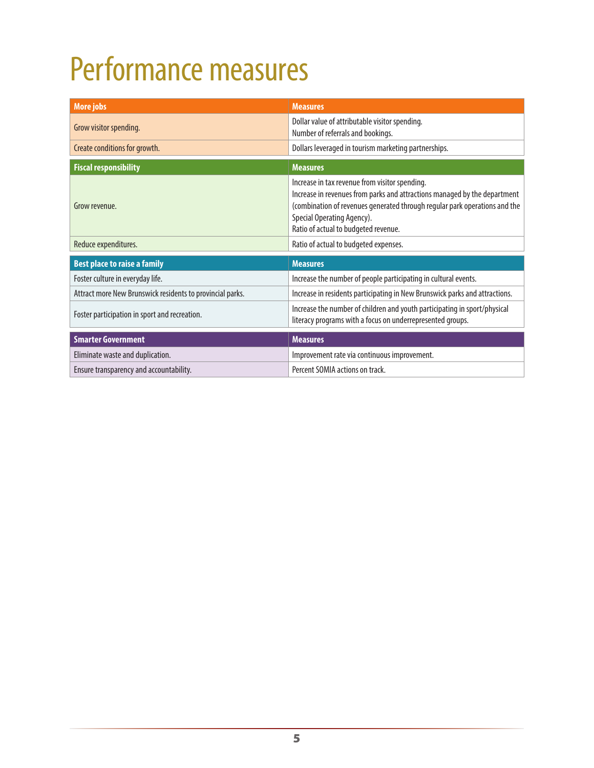# Performance measures

| More jobs | Measures |
|---|---|
| Grow visitor spending. | Dollar value of attributable visitor spending.<br>Number of referrals and bookings. |
| Create conditions for growth. | Dollars leveraged in tourism marketing partnerships. |

| Fiscal responsibility | Measures |
|---|---|
| Grow revenue. | Increase in tax revenue from visitor spending.<br>Increase in revenues from parks and attractions managed by the department (combination of revenues generated through regular park operations and the Special Operating Agency).<br>Ratio of actual to budgeted revenue. |
| Reduce expenditures. | Ratio of actual to budgeted expenses. |

| Best place to raise a family | Measures |
|---|---|
| Foster culture in everyday life. | Increase the number of people participating in cultural events. |
| Attract more New Brunswick residents to provincial parks. | Increase in residents participating in New Brunswick parks and attractions. |
| Foster participation in sport and recreation. | Increase the number of children and youth participating in sport/physical literacy programs with a focus on underrepresented groups. |

| Smarter Government | Measures |
|---|---|
| Eliminate waste and duplication. | Improvement rate via continuous improvement. |
| Ensure transparency and accountability. | Percent SOMIA actions on track. |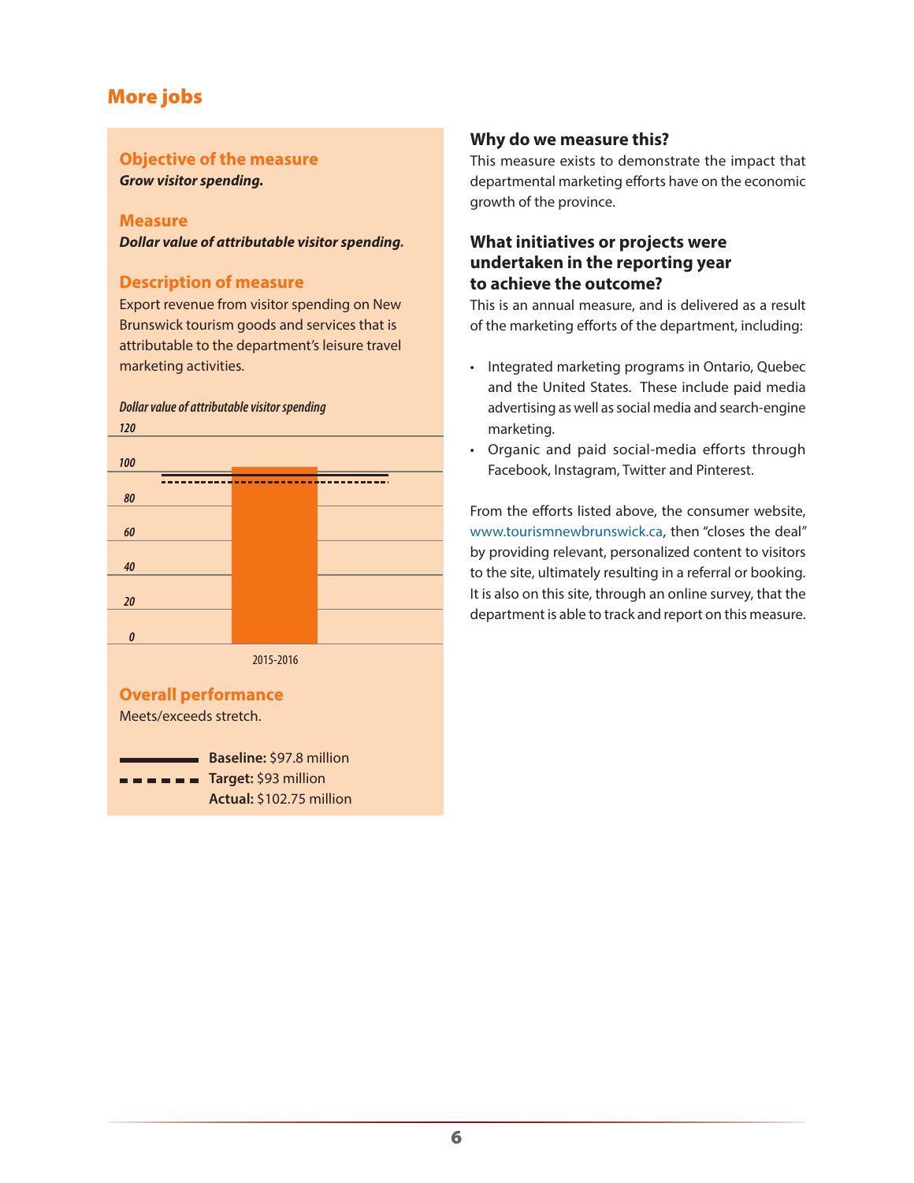## More jobs

### Objective of the measure

***Grow visitor spending.***

### Measure

***Dollar value of attributable visitor spending.***

### Description of measure

Export revenue from visitor spending on New Brunswick tourism goods and services that is attributable to the department's leisure travel marketing activities.

*Dollar value of attributable visitor spending*

### Overall performance

Meets/exceeds stretch.

**Baseline:** $97.8 million
**Target:** $93 million
**Actual:** $102.75 million

### Why do we measure this?

This measure exists to demonstrate the impact that departmental marketing efforts have on the economic growth of the province.

### What initiatives or projects were undertaken in the reporting year to achieve the outcome?

This is an annual measure, and is delivered as a result of the marketing efforts of the department, including:

- Integrated marketing programs in Ontario, Quebec and the United States. These include paid media advertising as well as social media and search-engine marketing.
- Organic and paid social-media efforts through Facebook, Instagram, Twitter and Pinterest.

From the efforts listed above, the consumer website, www.tourismnewbrunswick.ca, then "closes the deal" by providing relevant, personalized content to visitors to the site, ultimately resulting in a referral or booking. It is also on this site, through an online survey, that the department is able to track and report on this measure.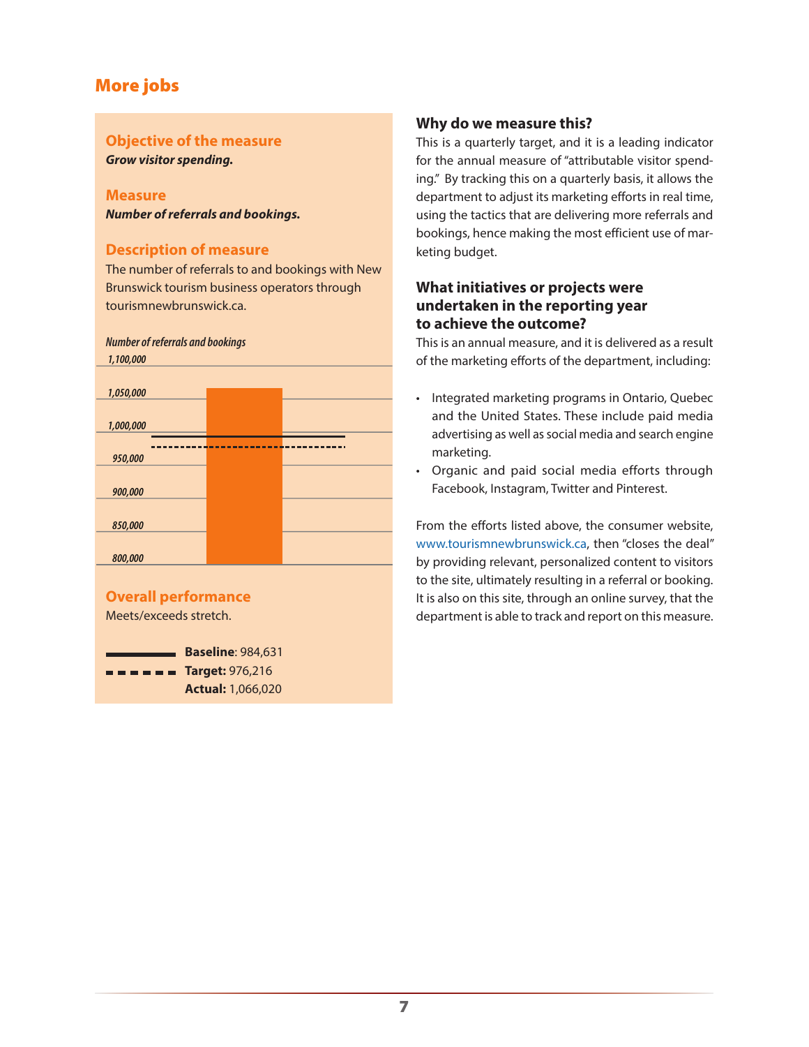## More jobs

### Objective of the measure

***Grow visitor spending.***

### Measure

***Number of referrals and bookings.***

### Description of measure

The number of referrals to and bookings with New Brunswick tourism business operators through tourismnewbrunswick.ca.

*Number of referrals and bookings*

*1,100,000*

*1,050,000*

*1,000,000*

*950,000*

*900,000*

*850,000*

*800,000*

### Overall performance

Meets/exceeds stretch.

**Baseline**: 984,631
**Target:** 976,216
**Actual:** 1,066,020

### Why do we measure this?

This is a quarterly target, and it is a leading indicator for the annual measure of "attributable visitor spending." By tracking this on a quarterly basis, it allows the department to adjust its marketing efforts in real time, using the tactics that are delivering more referrals and bookings, hence making the most efficient use of marketing budget.

### What initiatives or projects were undertaken in the reporting year to achieve the outcome?

This is an annual measure, and it is delivered as a result of the marketing efforts of the department, including:

- Integrated marketing programs in Ontario, Quebec and the United States. These include paid media advertising as well as social media and search engine marketing.
- Organic and paid social media efforts through Facebook, Instagram, Twitter and Pinterest.

From the efforts listed above, the consumer website, www.tourismnewbrunswick.ca, then "closes the deal" by providing relevant, personalized content to visitors to the site, ultimately resulting in a referral or booking. It is also on this site, through an online survey, that the department is able to track and report on this measure.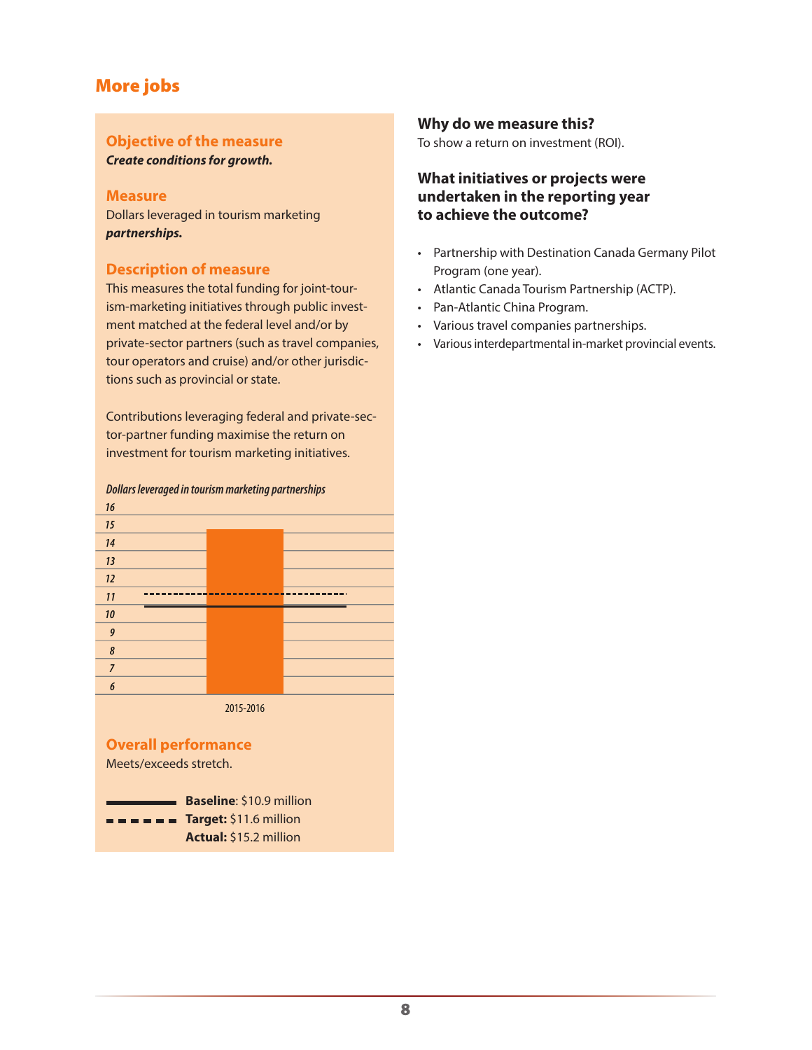## More jobs

### Objective of the measure

***Create conditions for growth.***

### Measure

Dollars leveraged in tourism marketing ***partnerships.***

### Description of measure

This measures the total funding for joint-tourism-marketing initiatives through public investment matched at the federal level and/or by private-sector partners (such as travel companies, tour operators and cruise) and/or other jurisdictions such as provincial or state.

Contributions leveraging federal and private-sector-partner funding maximise the return on investment for tourism marketing initiatives.

*Dollars leveraged in tourism marketing partnerships*

2015-2016

### Overall performance

Meets/exceeds stretch.

**Baseline**: $10.9 million
**Target:** $11.6 million
**Actual:** $15.2 million

### Why do we measure this?

To show a return on investment (ROI).

### What initiatives or projects were undertaken in the reporting year to achieve the outcome?

- Partnership with Destination Canada Germany Pilot Program (one year).
- Atlantic Canada Tourism Partnership (ACTP).
- Pan-Atlantic China Program.
- Various travel companies partnerships.
- Various interdepartmental in-market provincial events.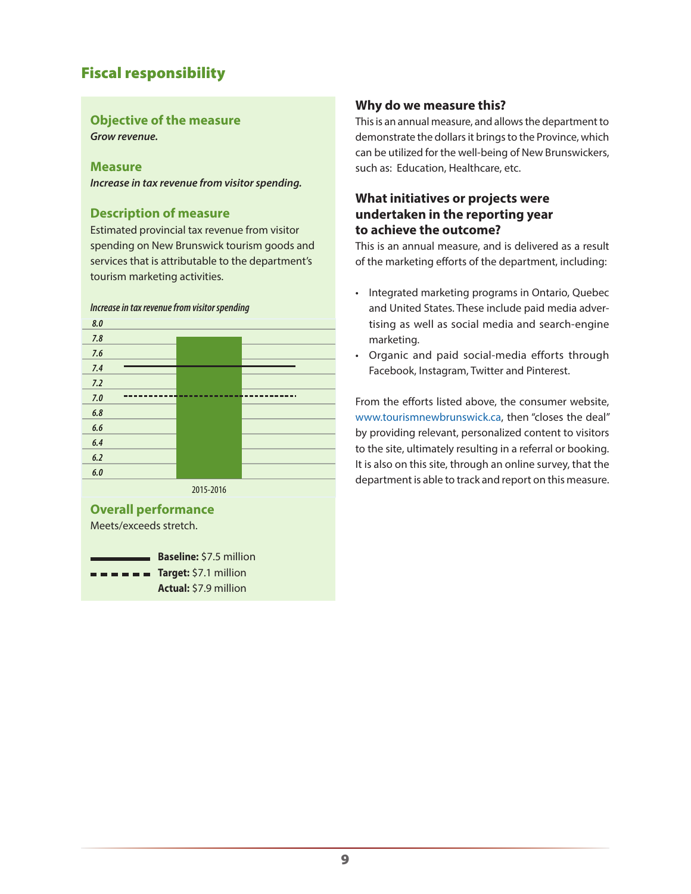## Fiscal responsibility

### Objective of the measure

***Grow revenue.***

### Measure

***Increase in tax revenue from visitor spending.***

### Description of measure

Estimated provincial tax revenue from visitor spending on New Brunswick tourism goods and services that is attributable to the department's tourism marketing activities.

*Increase in tax revenue from visitor spending*

8.0
7.8
7.6
7.4
7.2
7.0
6.8
6.6
6.4
6.2
6.0

2015-2016

### Overall performance

Meets/exceeds stretch.

**Baseline:** $7.5 million
**Target:** $7.1 million
**Actual:** $7.9 million

### Why do we measure this?

This is an annual measure, and allows the department to demonstrate the dollars it brings to the Province, which can be utilized for the well-being of New Brunswickers, such as: Education, Healthcare, etc.

### What initiatives or projects were undertaken in the reporting year to achieve the outcome?

This is an annual measure, and is delivered as a result of the marketing efforts of the department, including:

- Integrated marketing programs in Ontario, Quebec and United States. These include paid media advertising as well as social media and search-engine marketing.
- Organic and paid social-media efforts through Facebook, Instagram, Twitter and Pinterest.

From the efforts listed above, the consumer website, www.tourismnewbrunswick.ca, then "closes the deal" by providing relevant, personalized content to visitors to the site, ultimately resulting in a referral or booking. It is also on this site, through an online survey, that the department is able to track and report on this measure.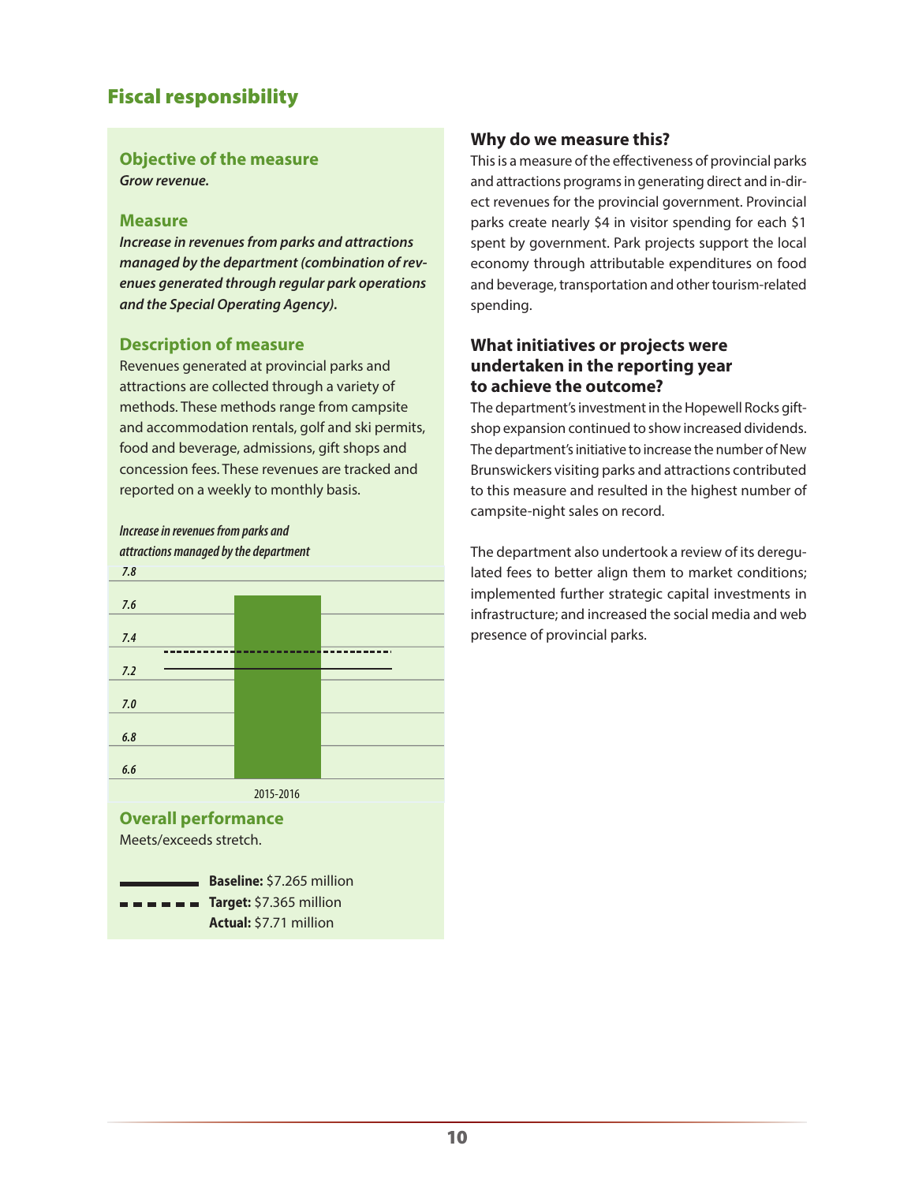## Fiscal responsibility

### Objective of the measure

***Grow revenue.***

### Measure

***Increase in revenues from parks and attractions managed by the department (combination of revenues generated through regular park operations and the Special Operating Agency).***

### Description of measure

Revenues generated at provincial parks and attractions are collected through a variety of methods. These methods range from campsite and accommodation rentals, golf and ski permits, food and beverage, admissions, gift shops and concession fees. These revenues are tracked and reported on a weekly to monthly basis.

*Increase in revenues from parks and attractions managed by the department*

7.8
7.6
7.4
7.2
7.0
6.8
6.6

2015-2016

### Overall performance

Meets/exceeds stretch.

**Baseline:** $7.265 million
**Target:** $7.365 million
**Actual:** $7.71 million

### Why do we measure this?

This is a measure of the effectiveness of provincial parks and attractions programs in generating direct and indirect revenues for the provincial government. Provincial parks create nearly $4 in visitor spending for each $1 spent by government. Park projects support the local economy through attributable expenditures on food and beverage, transportation and other tourism-related spending.

### What initiatives or projects were undertaken in the reporting year to achieve the outcome?

The department's investment in the Hopewell Rocks giftshop expansion continued to show increased dividends. The department's initiative to increase the number of New Brunswickers visiting parks and attractions contributed to this measure and resulted in the highest number of campsite-night sales on record.

The department also undertook a review of its deregulated fees to better align them to market conditions; implemented further strategic capital investments in infrastructure; and increased the social media and web presence of provincial parks.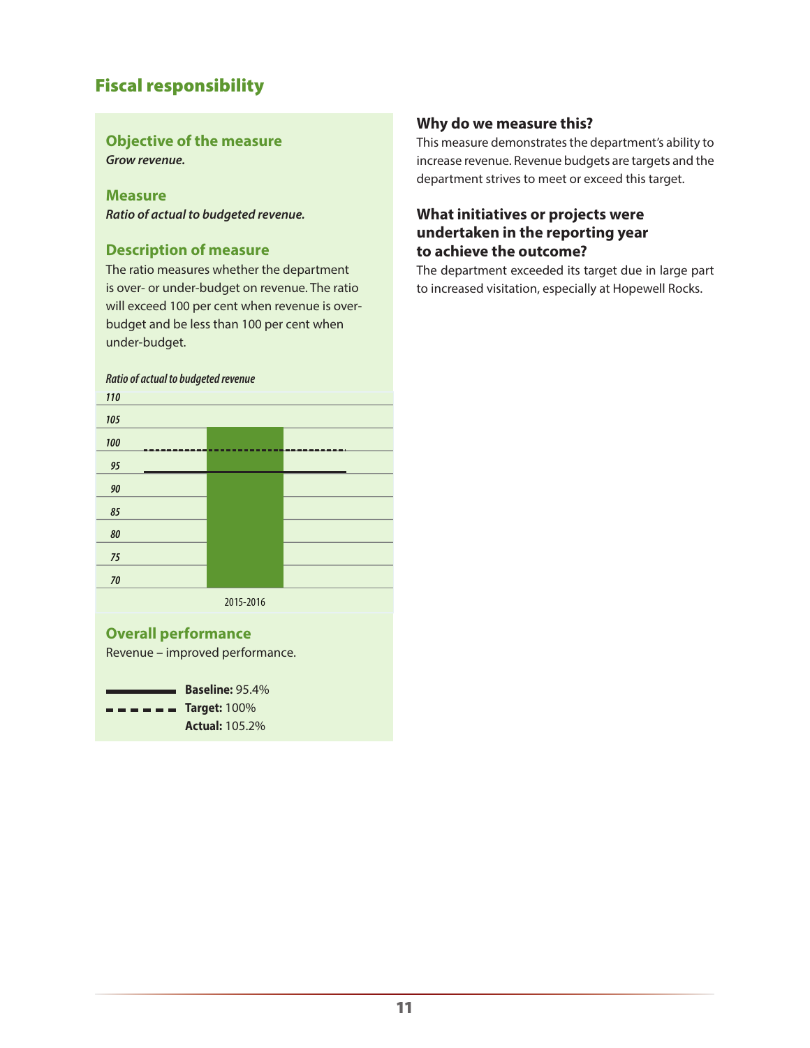## Fiscal responsibility

### Objective of the measure

***Grow revenue.***

### Measure

***Ratio of actual to budgeted revenue.***

### Description of measure

The ratio measures whether the department is over- or under-budget on revenue. The ratio will exceed 100 per cent when revenue is over-budget and be less than 100 per cent when under-budget.

*Ratio of actual to budgeted revenue*

110
105
100
95
90
85
80
75
70

2015-2016

### Overall performance

Revenue – improved performance.

**Baseline:** 95.4%
**Target:** 100%
**Actual:** 105.2%

### Why do we measure this?

This measure demonstrates the department's ability to increase revenue. Revenue budgets are targets and the department strives to meet or exceed this target.

### What initiatives or projects were undertaken in the reporting year to achieve the outcome?

The department exceeded its target due in large part to increased visitation, especially at Hopewell Rocks.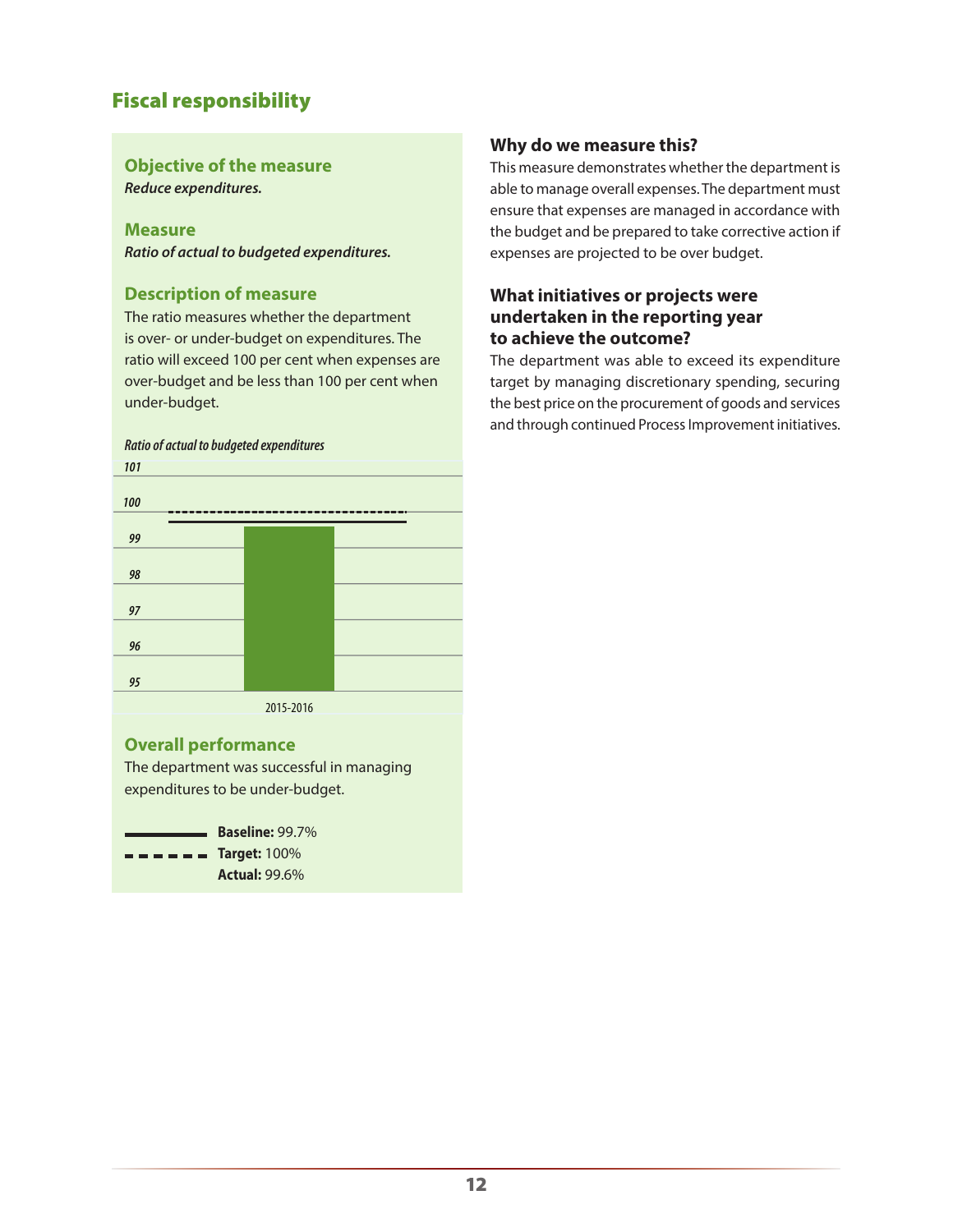## Fiscal responsibility

### Objective of the measure

***Reduce expenditures.***

### Measure

***Ratio of actual to budgeted expenditures.***

### Description of measure

The ratio measures whether the department is over- or under-budget on expenditures. The ratio will exceed 100 per cent when expenses are over-budget and be less than 100 per cent when under-budget.

*Ratio of actual to budgeted expenditures*

101
100
99
98
97
96
95

2015-2016

### Overall performance

The department was successful in managing expenditures to be under-budget.

**Baseline:** 99.7%
**Target:** 100%
**Actual:** 99.6%

### Why do we measure this?

This measure demonstrates whether the department is able to manage overall expenses. The department must ensure that expenses are managed in accordance with the budget and be prepared to take corrective action if expenses are projected to be over budget.

### What initiatives or projects were undertaken in the reporting year to achieve the outcome?

The department was able to exceed its expenditure target by managing discretionary spending, securing the best price on the procurement of goods and services and through continued Process Improvement initiatives.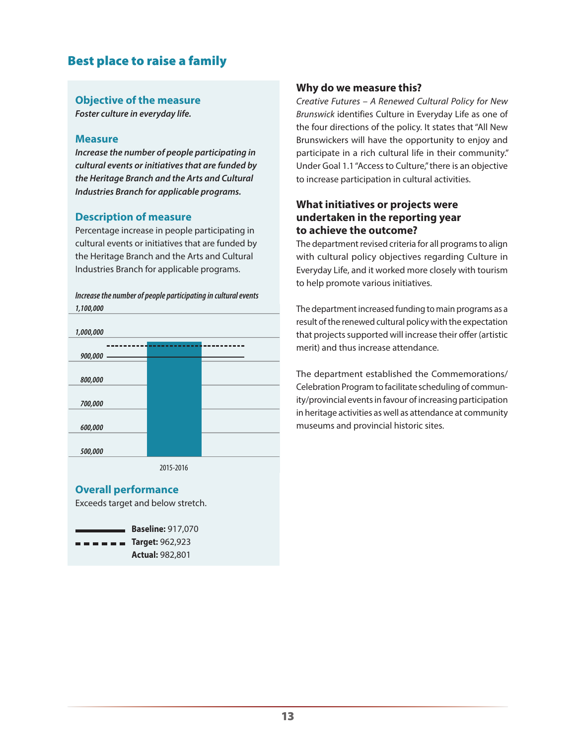## Best place to raise a family

### Objective of the measure

***Foster culture in everyday life.***

### Measure

***Increase the number of people participating in cultural events or initiatives that are funded by the Heritage Branch and the Arts and Cultural Industries Branch for applicable programs.***

### Description of measure

Percentage increase in people participating in cultural events or initiatives that are funded by the Heritage Branch and the Arts and Cultural Industries Branch for applicable programs.

***Increase the number of people participating in cultural events***

*1,100,000*

*1,000,000*

*900,000*

*800,000*

*700,000*

*600,000*

*500,000*

2015-2016

### Overall performance

Exceeds target and below stretch.

**Baseline:** 917,070
**Target:** 962,923
**Actual:** 982,801

### Why do we measure this?

*Creative Futures – A Renewed Cultural Policy for New Brunswick* identifies Culture in Everyday Life as one of the four directions of the policy. It states that "All New Brunswickers will have the opportunity to enjoy and participate in a rich cultural life in their community." Under Goal 1.1 "Access to Culture," there is an objective to increase participation in cultural activities.

### What initiatives or projects were undertaken in the reporting year to achieve the outcome?

The department revised criteria for all programs to align with cultural policy objectives regarding Culture in Everyday Life, and it worked more closely with tourism to help promote various initiatives.

The department increased funding to main programs as a result of the renewed cultural policy with the expectation that projects supported will increase their offer (artistic merit) and thus increase attendance.

The department established the Commemorations/Celebration Program to facilitate scheduling of community/provincial events in favour of increasing participation in heritage activities as well as attendance at community museums and provincial historic sites.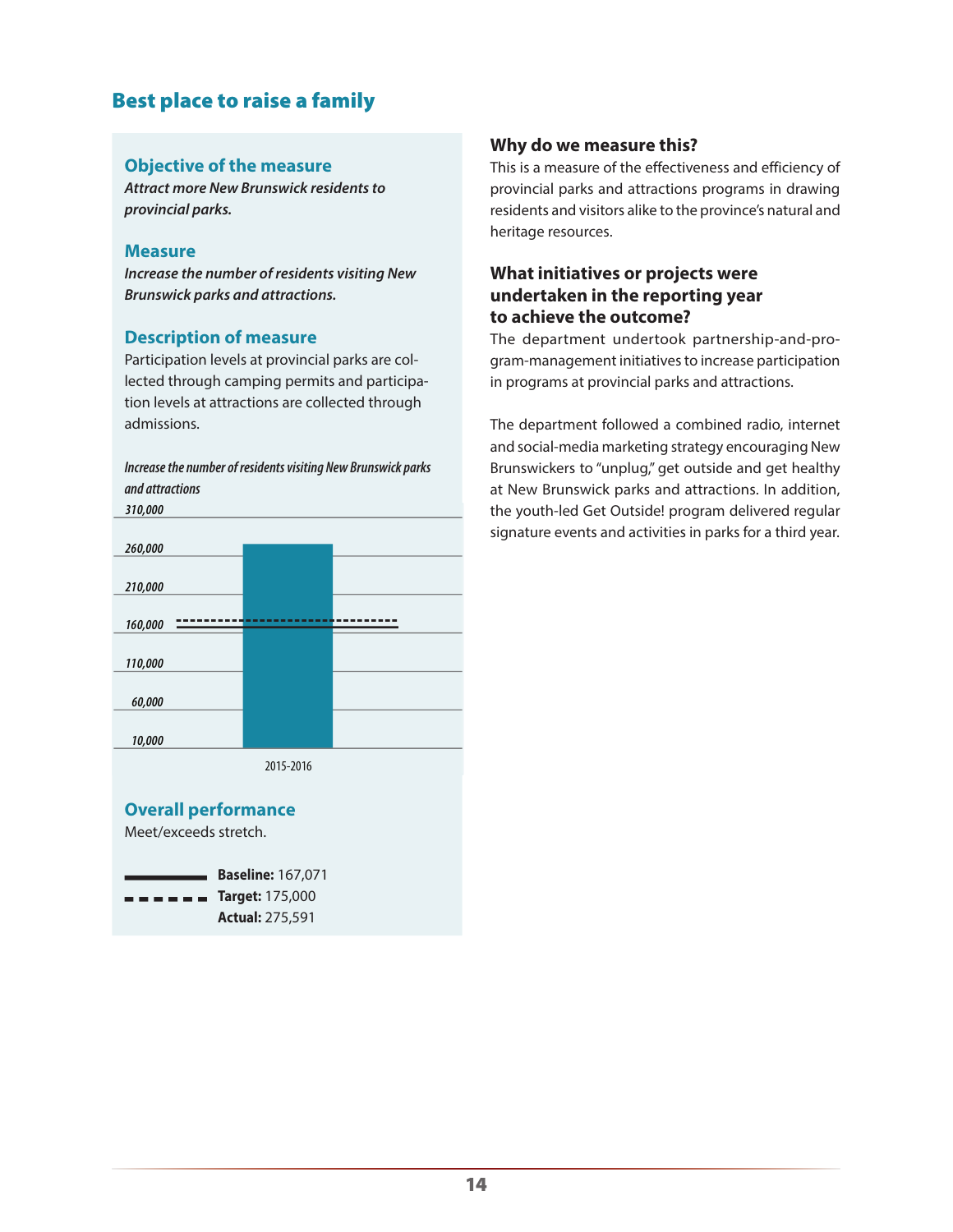## Best place to raise a family

### Objective of the measure

***Attract more New Brunswick residents to provincial parks.***

### Measure

***Increase the number of residents visiting New Brunswick parks and attractions.***

### Description of measure

Participation levels at provincial parks are collected through camping permits and participation levels at attractions are collected through admissions.

*Increase the number of residents visiting New Brunswick parks and attractions*

310,000
260,000
210,000
160,000
110,000
60,000
10,000

2015-2016

### Overall performance

Meet/exceeds stretch.

**Baseline:** 167,071
**Target:** 175,000
**Actual:** 275,591

### Why do we measure this?

This is a measure of the effectiveness and efficiency of provincial parks and attractions programs in drawing residents and visitors alike to the province's natural and heritage resources.

### What initiatives or projects were undertaken in the reporting year to achieve the outcome?

The department undertook partnership-and-program-management initiatives to increase participation in programs at provincial parks and attractions.

The department followed a combined radio, internet and social-media marketing strategy encouraging New Brunswickers to "unplug," get outside and get healthy at New Brunswick parks and attractions. In addition, the youth-led Get Outside! program delivered regular signature events and activities in parks for a third year.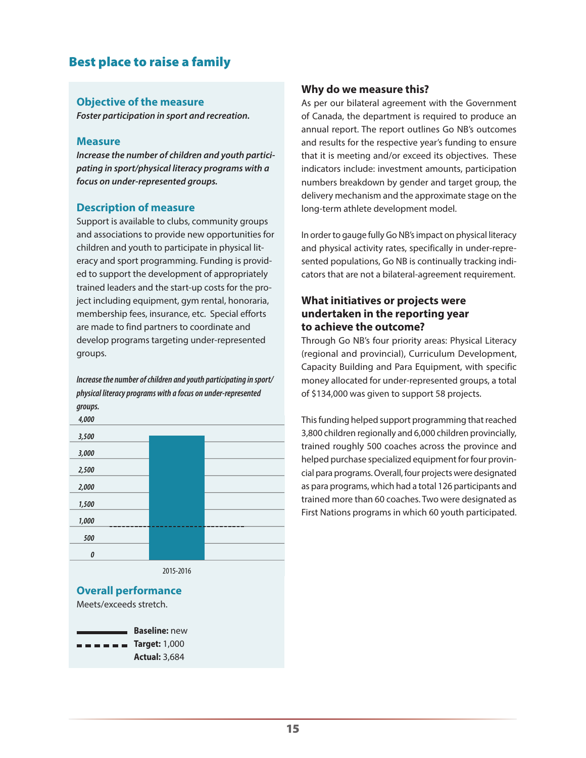## Best place to raise a family

### Objective of the measure

***Foster participation in sport and recreation.***

### Measure

***Increase the number of children and youth participating in sport/physical literacy programs with a focus on under-represented groups.***

### Description of measure

Support is available to clubs, community groups and associations to provide new opportunities for children and youth to participate in physical literacy and sport programming. Funding is provided to support the development of appropriately trained leaders and the start-up costs for the project including equipment, gym rental, honoraria, membership fees, insurance, etc. Special efforts are made to find partners to coordinate and develop programs targeting under-represented groups.

***Increase the number of children and youth participating in sport/physical literacy programs with a focus on under-represented groups.***

| | 2015-2016 |
|---|---|
| Actual | 3,684 |
| Target | 1,000 |

### Overall performance

Meets/exceeds stretch.

**Baseline:** new
**Target:** 1,000
**Actual:** 3,684

### Why do we measure this?

As per our bilateral agreement with the Government of Canada, the department is required to produce an annual report. The report outlines Go NB's outcomes and results for the respective year's funding to ensure that it is meeting and/or exceed its objectives. These indicators include: investment amounts, participation numbers breakdown by gender and target group, the delivery mechanism and the approximate stage on the long-term athlete development model.

In order to gauge fully Go NB's impact on physical literacy and physical activity rates, specifically in under-represented populations, Go NB is continually tracking indicators that are not a bilateral-agreement requirement.

### What initiatives or projects were undertaken in the reporting year to achieve the outcome?

Through Go NB's four priority areas: Physical Literacy (regional and provincial), Curriculum Development, Capacity Building and Para Equipment, with specific money allocated for under-represented groups, a total of $134,000 was given to support 58 projects.

This funding helped support programming that reached 3,800 children regionally and 6,000 children provincially, trained roughly 500 coaches across the province and helped purchase specialized equipment for four provincial para programs. Overall, four projects were designated as para programs, which had a total 126 participants and trained more than 60 coaches. Two were designated as First Nations programs in which 60 youth participated.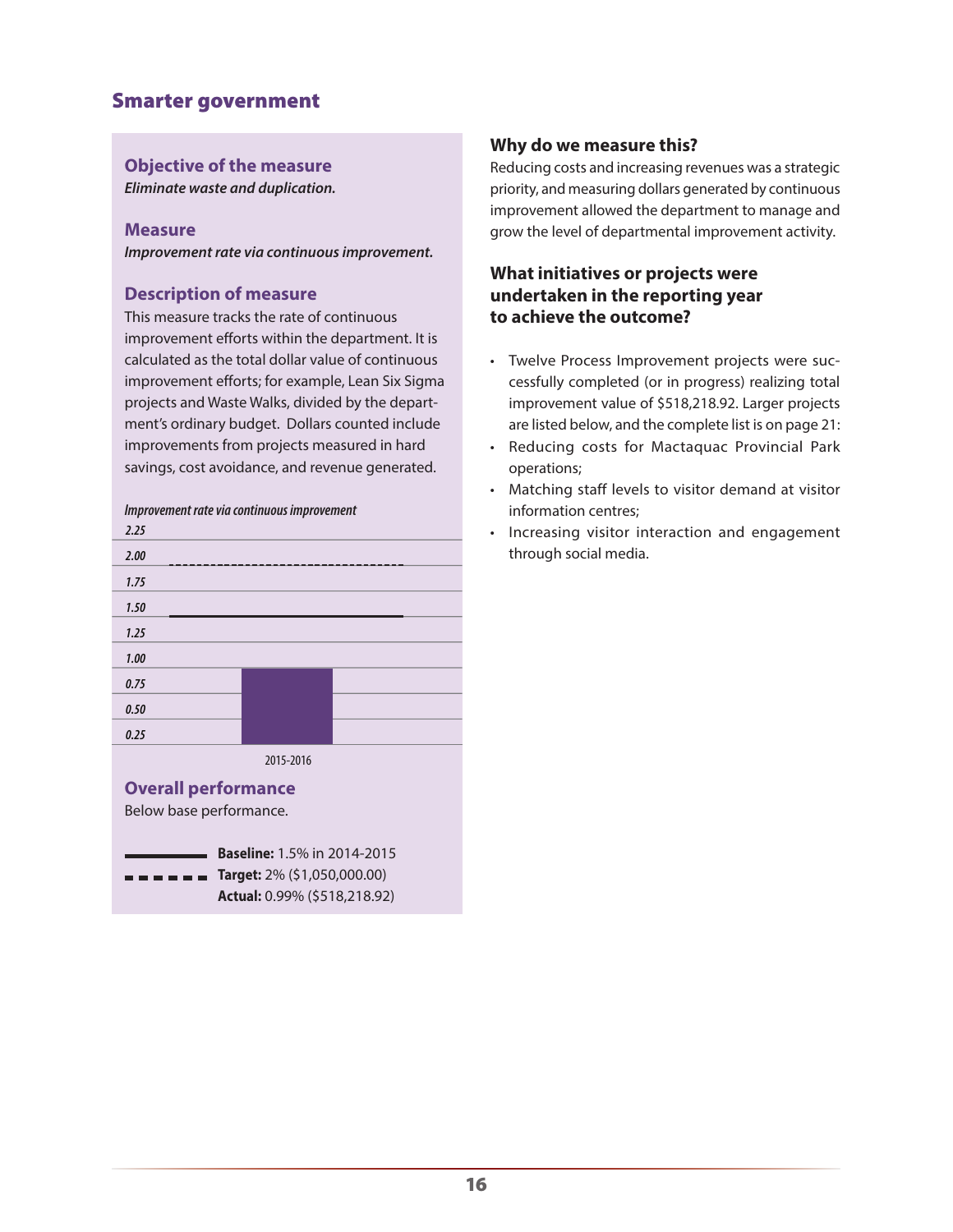## Smarter government

### Objective of the measure

***Eliminate waste and duplication.***

### Measure

***Improvement rate via continuous improvement.***

### Description of measure

This measure tracks the rate of continuous improvement efforts within the department. It is calculated as the total dollar value of continuous improvement efforts; for example, Lean Six Sigma projects and Waste Walks, divided by the department's ordinary budget. Dollars counted include improvements from projects measured in hard savings, cost avoidance, and revenue generated.

*Improvement rate via continuous improvement*

2.25
2.00
1.75
1.50
1.25
1.00
0.75
0.50
0.25

2015-2016

### Overall performance

Below base performance.

**Baseline:** 1.5% in 2014-2015
**Target:** 2% ($1,050,000.00)
**Actual:** 0.99% ($518,218.92)

### Why do we measure this?

Reducing costs and increasing revenues was a strategic priority, and measuring dollars generated by continuous improvement allowed the department to manage and grow the level of departmental improvement activity.

### What initiatives or projects were undertaken in the reporting year to achieve the outcome?

- Twelve Process Improvement projects were successfully completed (or in progress) realizing total improvement value of $518,218.92. Larger projects are listed below, and the complete list is on page 21:
- Reducing costs for Mactaquac Provincial Park operations;
- Matching staff levels to visitor demand at visitor information centres;
- Increasing visitor interaction and engagement through social media.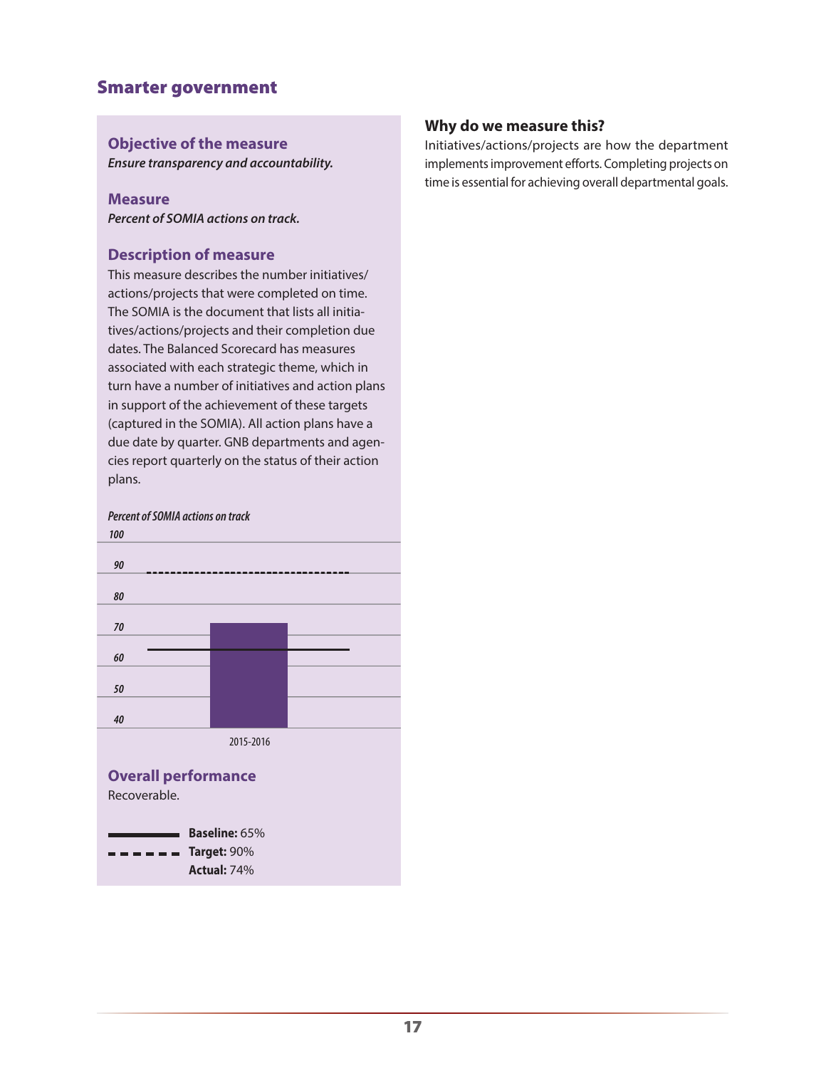## Smarter government

### Objective of the measure

***Ensure transparency and accountability.***

### Measure

***Percent of SOMIA actions on track.***

### Description of measure

This measure describes the number initiatives/actions/projects that were completed on time. The SOMIA is the document that lists all initiatives/actions/projects and their completion due dates. The Balanced Scorecard has measures associated with each strategic theme, which in turn have a number of initiatives and action plans in support of the achievement of these targets (captured in the SOMIA). All action plans have a due date by quarter. GNB departments and agencies report quarterly on the status of their action plans.

*Percent of SOMIA actions on track*

| Year | Actual (%) |
|---|---|
| 2015-2016 | 74 |

### Overall performance

Recoverable.

**Baseline:** 65%
**Target:** 90%
**Actual:** 74%

### Why do we measure this?

Initiatives/actions/projects are how the department implements improvement efforts. Completing projects on time is essential for achieving overall departmental goals.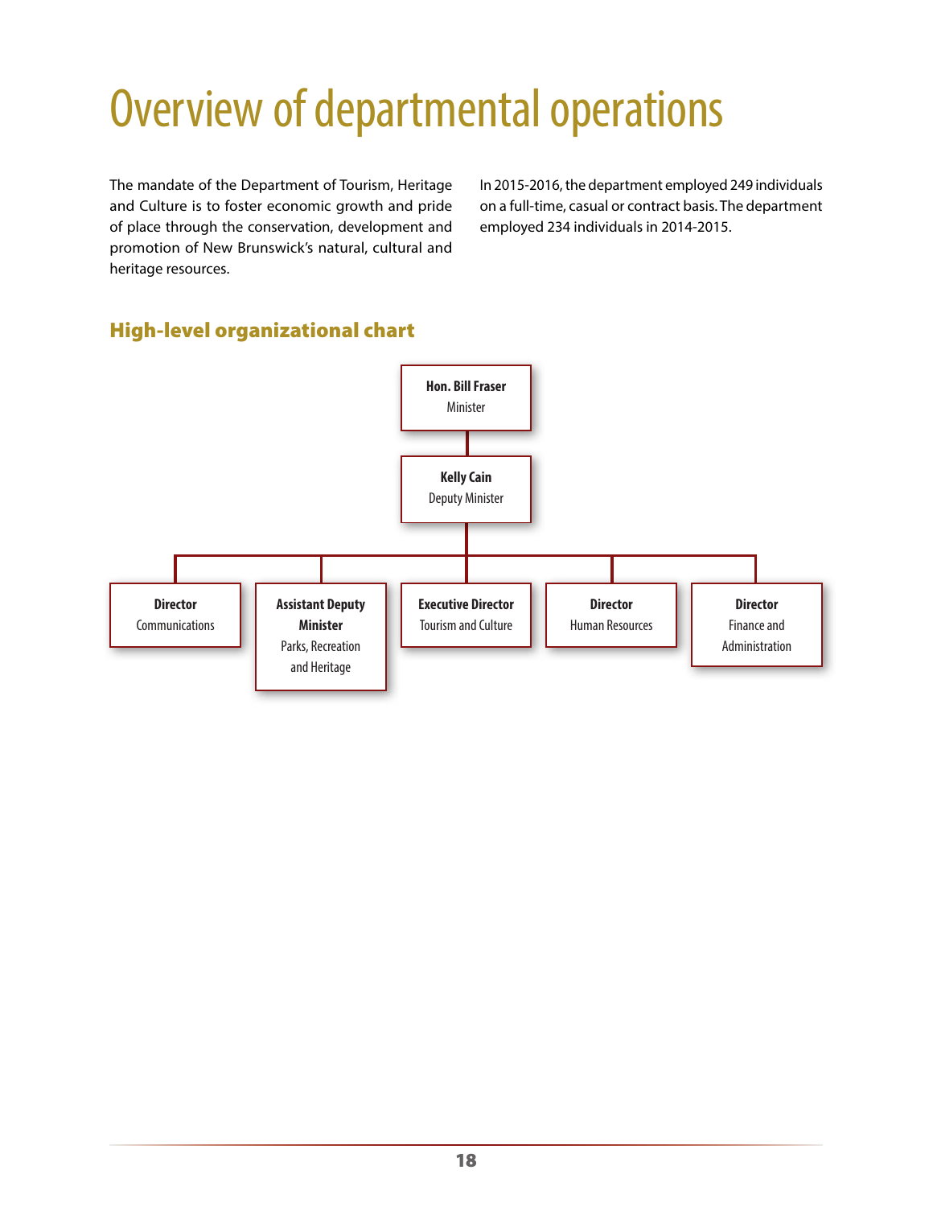# Overview of departmental operations

The mandate of the Department of Tourism, Heritage and Culture is to foster economic growth and pride of place through the conservation, development and promotion of New Brunswick's natural, cultural and heritage resources.

In 2015-2016, the department employed 249 individuals on a full-time, casual or contract basis. The department employed 234 individuals in 2014-2015.

## High-level organizational chart

**Hon. Bill Fraser**
Minister

**Kelly Cain**
Deputy Minister

- **Director**
  Communications
- **Assistant Deputy Minister**
  Parks, Recreation and Heritage
- **Executive Director**
  Tourism and Culture
- **Director**
  Human Resources
- **Director**
  Finance and Administration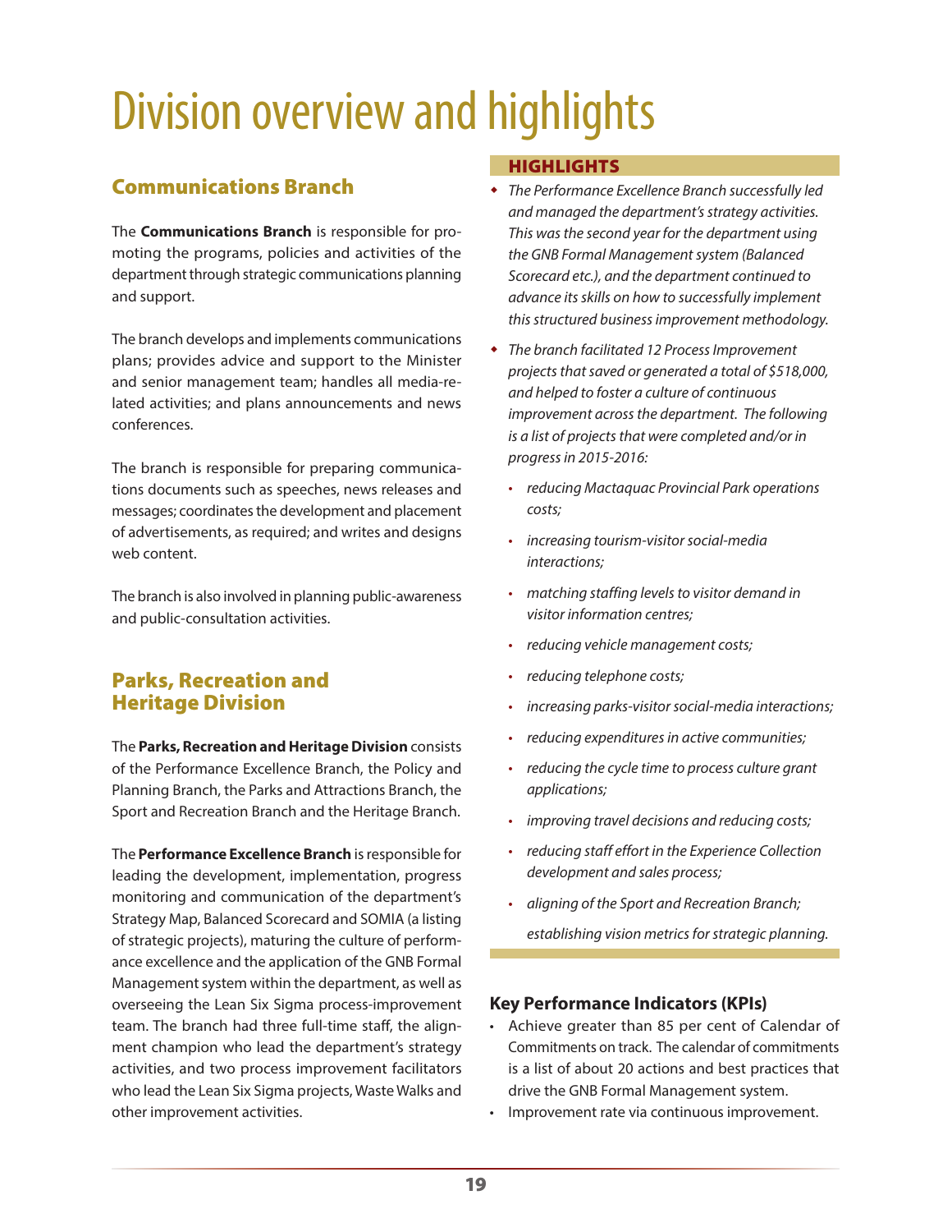# Division overview and highlights

## Communications Branch

The **Communications Branch** is responsible for promoting the programs, policies and activities of the department through strategic communications planning and support.

The branch develops and implements communications plans; provides advice and support to the Minister and senior management team; handles all media-related activities; and plans announcements and news conferences.

The branch is responsible for preparing communications documents such as speeches, news releases and messages; coordinates the development and placement of advertisements, as required; and writes and designs web content.

The branch is also involved in planning public-awareness and public-consultation activities.

## Parks, Recreation and Heritage Division

The **Parks, Recreation and Heritage Division** consists of the Performance Excellence Branch, the Policy and Planning Branch, the Parks and Attractions Branch, the Sport and Recreation Branch and the Heritage Branch.

The **Performance Excellence Branch** is responsible for leading the development, implementation, progress monitoring and communication of the department's Strategy Map, Balanced Scorecard and SOMIA (a listing of strategic projects), maturing the culture of performance excellence and the application of the GNB Formal Management system within the department, as well as overseeing the Lean Six Sigma process-improvement team. The branch had three full-time staff, the alignment champion who lead the department's strategy activities, and two process improvement facilitators who lead the Lean Six Sigma projects, Waste Walks and other improvement activities.

### HIGHLIGHTS

- *The Performance Excellence Branch successfully led and managed the department's strategy activities. This was the second year for the department using the GNB Formal Management system (Balanced Scorecard etc.), and the department continued to advance its skills on how to successfully implement this structured business improvement methodology.*
- *The branch facilitated 12 Process Improvement projects that saved or generated a total of $518,000, and helped to foster a culture of continuous improvement across the department. The following is a list of projects that were completed and/or in progress in 2015-2016:*
  - *reducing Mactaquac Provincial Park operations costs;*
  - *increasing tourism-visitor social-media interactions;*
  - *matching staffing levels to visitor demand in visitor information centres;*
  - *reducing vehicle management costs;*
  - *reducing telephone costs;*
  - *increasing parks-visitor social-media interactions;*
  - *reducing expenditures in active communities;*
  - *reducing the cycle time to process culture grant applications;*
  - *improving travel decisions and reducing costs;*
  - *reducing staff effort in the Experience Collection development and sales process;*
  - *aligning of the Sport and Recreation Branch;*

    *establishing vision metrics for strategic planning.*

### Key Performance Indicators (KPIs)

- Achieve greater than 85 per cent of Calendar of Commitments on track. The calendar of commitments is a list of about 20 actions and best practices that drive the GNB Formal Management system.
- Improvement rate via continuous improvement.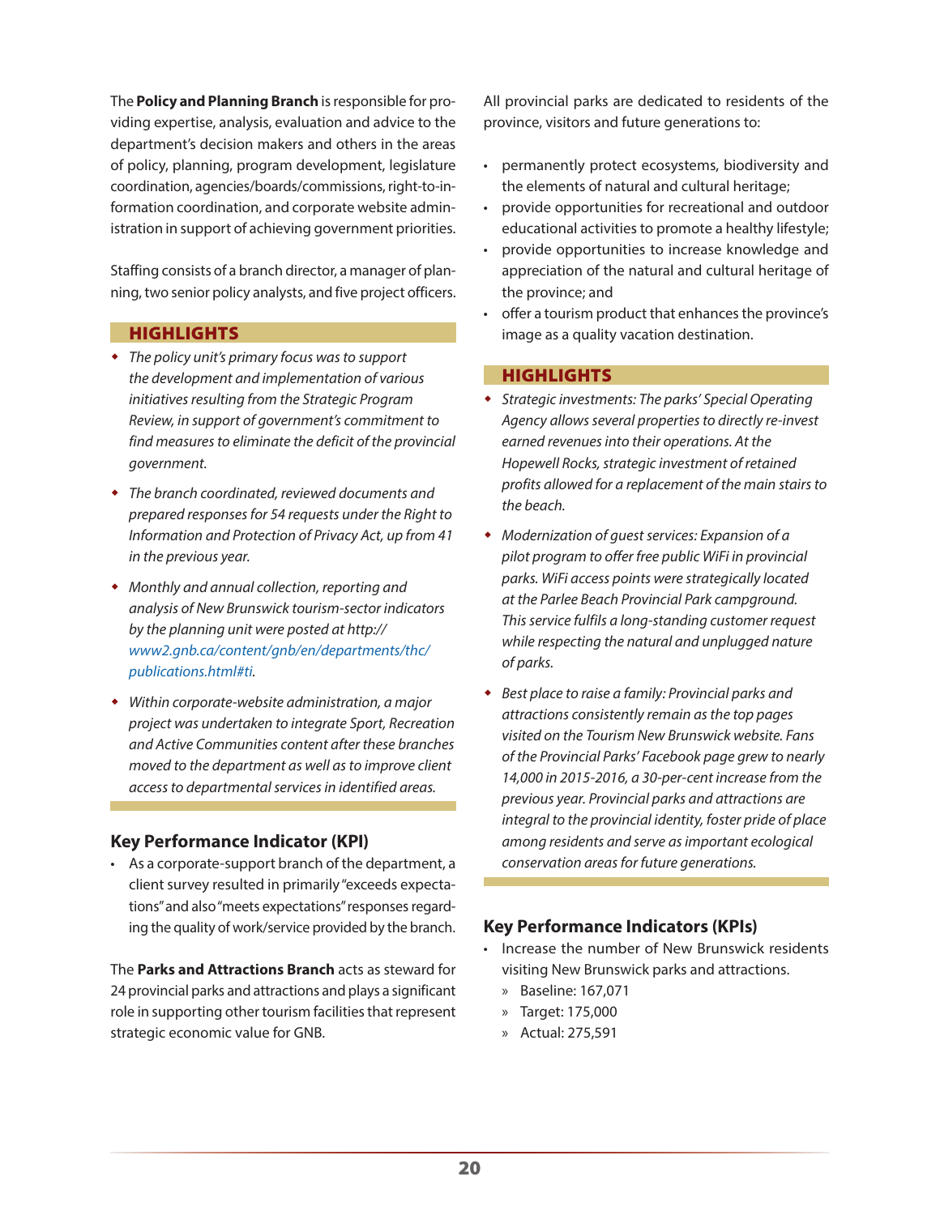The **Policy and Planning Branch** is responsible for providing expertise, analysis, evaluation and advice to the department's decision makers and others in the areas of policy, planning, program development, legislature coordination, agencies/boards/commissions, right-to-information coordination, and corporate website administration in support of achieving government priorities.

Staffing consists of a branch director, a manager of planning, two senior policy analysts, and five project officers.

### HIGHLIGHTS

- *The policy unit's primary focus was to support the development and implementation of various initiatives resulting from the Strategic Program Review, in support of government's commitment to find measures to eliminate the deficit of the provincial government.*
- *The branch coordinated, reviewed documents and prepared responses for 54 requests under the Right to Information and Protection of Privacy Act, up from 41 in the previous year.*
- *Monthly and annual collection, reporting and analysis of New Brunswick tourism-sector indicators by the planning unit were posted at http://www2.gnb.ca/content/gnb/en/departments/thc/publications.html#ti.*
- *Within corporate-website administration, a major project was undertaken to integrate Sport, Recreation and Active Communities content after these branches moved to the department as well as to improve client access to departmental services in identified areas.*

### Key Performance Indicator (KPI)

- As a corporate-support branch of the department, a client survey resulted in primarily "exceeds expectations" and also "meets expectations" responses regarding the quality of work/service provided by the branch.

The **Parks and Attractions Branch** acts as steward for 24 provincial parks and attractions and plays a significant role in supporting other tourism facilities that represent strategic economic value for GNB.

All provincial parks are dedicated to residents of the province, visitors and future generations to:

- permanently protect ecosystems, biodiversity and the elements of natural and cultural heritage;
- provide opportunities for recreational and outdoor educational activities to promote a healthy lifestyle;
- provide opportunities to increase knowledge and appreciation of the natural and cultural heritage of the province; and
- offer a tourism product that enhances the province's image as a quality vacation destination.

### HIGHLIGHTS

- *Strategic investments: The parks' Special Operating Agency allows several properties to directly re-invest earned revenues into their operations. At the Hopewell Rocks, strategic investment of retained profits allowed for a replacement of the main stairs to the beach.*
- *Modernization of guest services: Expansion of a pilot program to offer free public WiFi in provincial parks. WiFi access points were strategically located at the Parlee Beach Provincial Park campground. This service fulfils a long-standing customer request while respecting the natural and unplugged nature of parks.*
- *Best place to raise a family: Provincial parks and attractions consistently remain as the top pages visited on the Tourism New Brunswick website. Fans of the Provincial Parks' Facebook page grew to nearly 14,000 in 2015-2016, a 30-per-cent increase from the previous year. Provincial parks and attractions are integral to the provincial identity, foster pride of place among residents and serve as important ecological conservation areas for future generations.*

### Key Performance Indicators (KPIs)

- Increase the number of New Brunswick residents visiting New Brunswick parks and attractions.
  - Baseline: 167,071
  - Target: 175,000
  - Actual: 275,591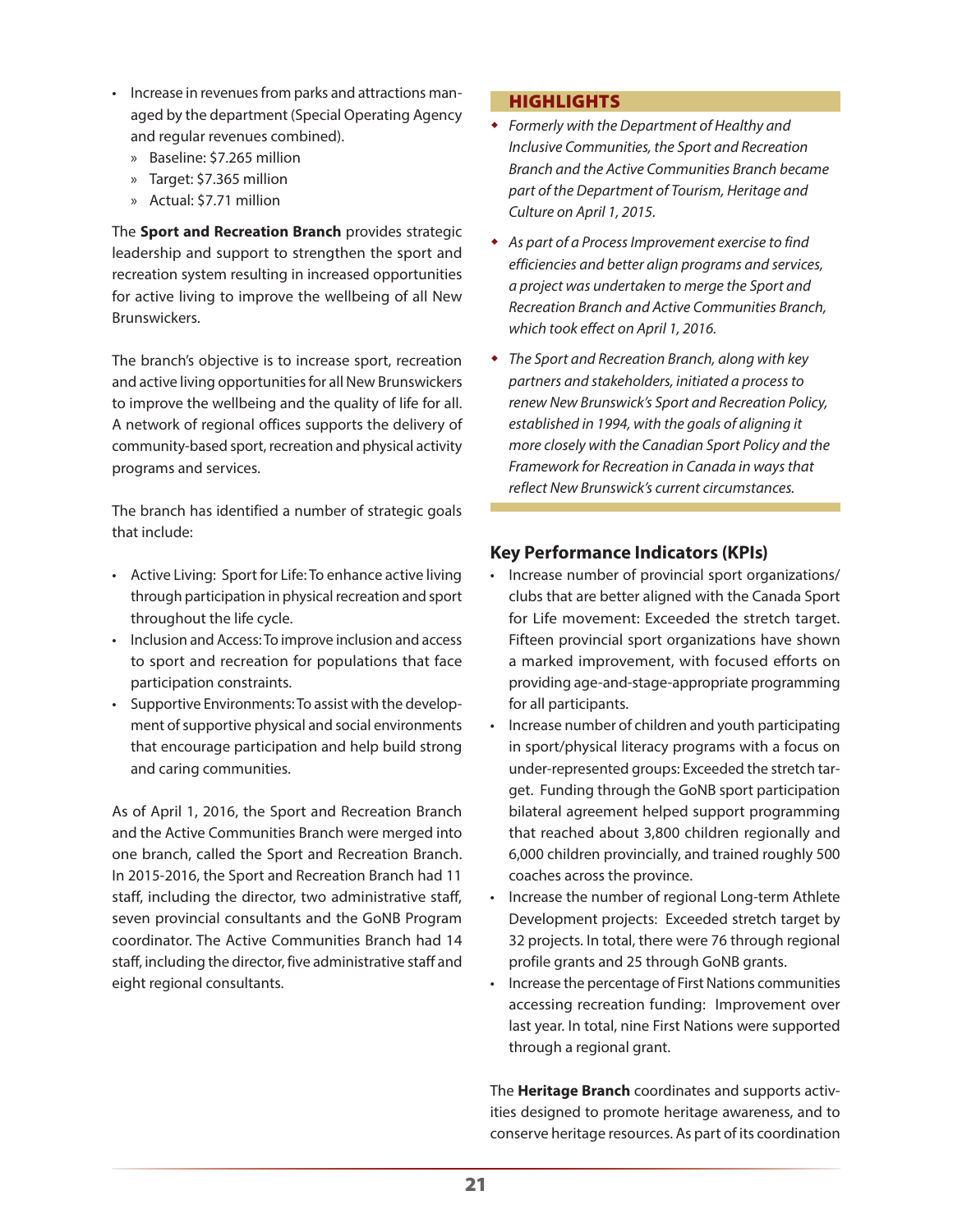- Increase in revenues from parks and attractions managed by the department (Special Operating Agency and regular revenues combined).
  - Baseline: $7.265 million
  - Target: $7.365 million
  - Actual: $7.71 million

The **Sport and Recreation Branch** provides strategic leadership and support to strengthen the sport and recreation system resulting in increased opportunities for active living to improve the wellbeing of all New Brunswickers.

The branch's objective is to increase sport, recreation and active living opportunities for all New Brunswickers to improve the wellbeing and the quality of life for all. A network of regional offices supports the delivery of community-based sport, recreation and physical activity programs and services.

The branch has identified a number of strategic goals that include:

- Active Living: Sport for Life: To enhance active living through participation in physical recreation and sport throughout the life cycle.
- Inclusion and Access: To improve inclusion and access to sport and recreation for populations that face participation constraints.
- Supportive Environments: To assist with the development of supportive physical and social environments that encourage participation and help build strong and caring communities.

As of April 1, 2016, the Sport and Recreation Branch and the Active Communities Branch were merged into one branch, called the Sport and Recreation Branch. In 2015-2016, the Sport and Recreation Branch had 11 staff, including the director, two administrative staff, seven provincial consultants and the GoNB Program coordinator. The Active Communities Branch had 14 staff, including the director, five administrative staff and eight regional consultants.

## HIGHLIGHTS

- *Formerly with the Department of Healthy and Inclusive Communities, the Sport and Recreation Branch and the Active Communities Branch became part of the Department of Tourism, Heritage and Culture on April 1, 2015.*
- *As part of a Process Improvement exercise to find efficiencies and better align programs and services, a project was undertaken to merge the Sport and Recreation Branch and Active Communities Branch, which took effect on April 1, 2016.*
- *The Sport and Recreation Branch, along with key partners and stakeholders, initiated a process to renew New Brunswick's Sport and Recreation Policy, established in 1994, with the goals of aligning it more closely with the Canadian Sport Policy and the Framework for Recreation in Canada in ways that reflect New Brunswick's current circumstances.*

### Key Performance Indicators (KPIs)

- Increase number of provincial sport organizations/ clubs that are better aligned with the Canada Sport for Life movement: Exceeded the stretch target. Fifteen provincial sport organizations have shown a marked improvement, with focused efforts on providing age-and-stage-appropriate programming for all participants.
- Increase number of children and youth participating in sport/physical literacy programs with a focus on under-represented groups: Exceeded the stretch target. Funding through the GoNB sport participation bilateral agreement helped support programming that reached about 3,800 children regionally and 6,000 children provincially, and trained roughly 500 coaches across the province.
- Increase the number of regional Long-term Athlete Development projects: Exceeded stretch target by 32 projects. In total, there were 76 through regional profile grants and 25 through GoNB grants.
- Increase the percentage of First Nations communities accessing recreation funding: Improvement over last year. In total, nine First Nations were supported through a regional grant.

The **Heritage Branch** coordinates and supports activities designed to promote heritage awareness, and to conserve heritage resources. As part of its coordination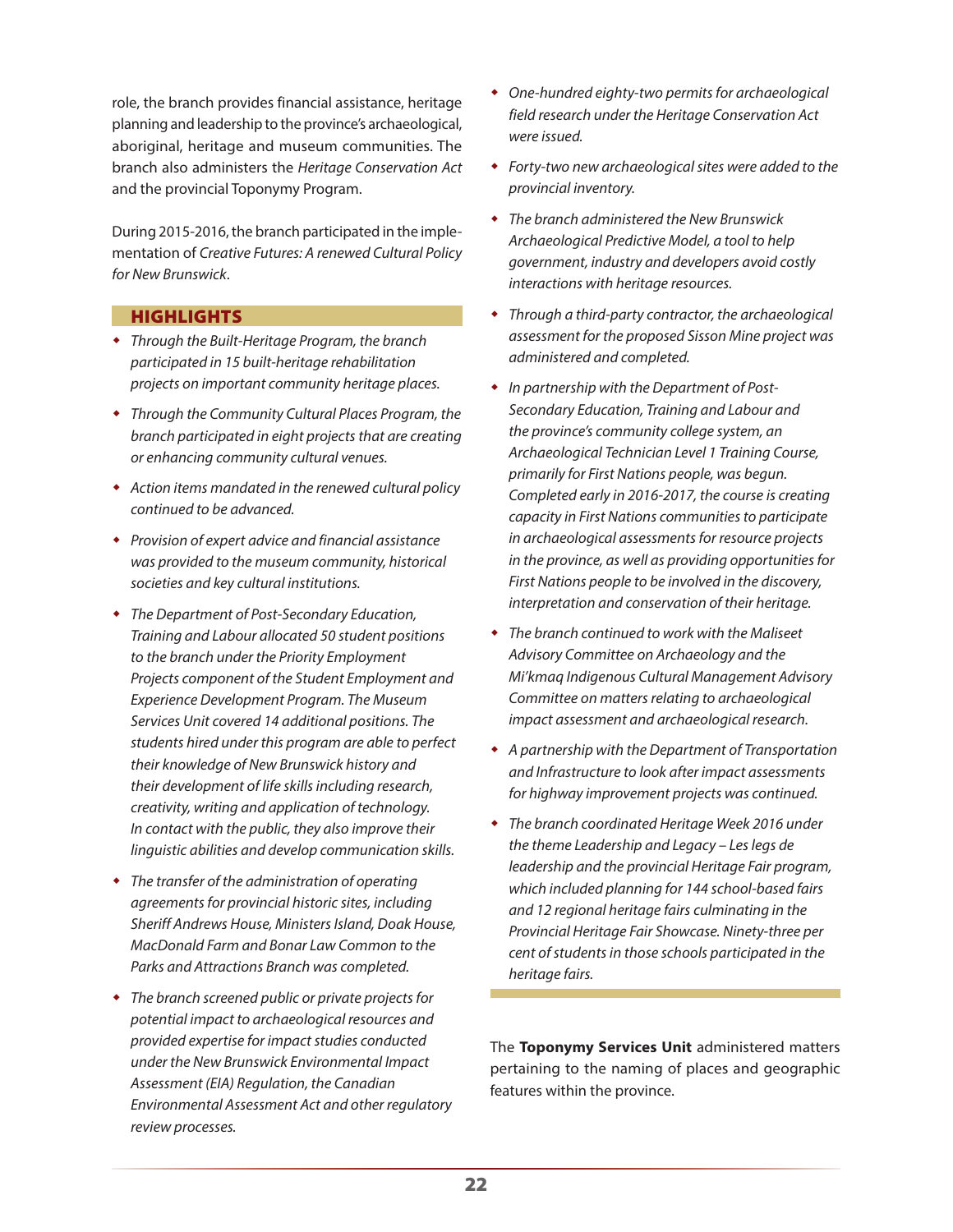role, the branch provides financial assistance, heritage planning and leadership to the province's archaeological, aboriginal, heritage and museum communities. The branch also administers the *Heritage Conservation Act* and the provincial Toponymy Program.

During 2015-2016, the branch participated in the implementation of *Creative Futures: A renewed Cultural Policy for New Brunswick*.

## HIGHLIGHTS

- *Through the Built-Heritage Program, the branch participated in 15 built-heritage rehabilitation projects on important community heritage places.*
- *Through the Community Cultural Places Program, the branch participated in eight projects that are creating or enhancing community cultural venues.*
- *Action items mandated in the renewed cultural policy continued to be advanced.*
- *Provision of expert advice and financial assistance was provided to the museum community, historical societies and key cultural institutions.*
- *The Department of Post-Secondary Education, Training and Labour allocated 50 student positions to the branch under the Priority Employment Projects component of the Student Employment and Experience Development Program. The Museum Services Unit covered 14 additional positions. The students hired under this program are able to perfect their knowledge of New Brunswick history and their development of life skills including research, creativity, writing and application of technology. In contact with the public, they also improve their linguistic abilities and develop communication skills.*
- *The transfer of the administration of operating agreements for provincial historic sites, including Sheriff Andrews House, Ministers Island, Doak House, MacDonald Farm and Bonar Law Common to the Parks and Attractions Branch was completed.*
- *The branch screened public or private projects for potential impact to archaeological resources and provided expertise for impact studies conducted under the New Brunswick Environmental Impact Assessment (EIA) Regulation, the Canadian Environmental Assessment Act and other regulatory review processes.*
- *One-hundred eighty-two permits for archaeological field research under the Heritage Conservation Act were issued.*
- *Forty-two new archaeological sites were added to the provincial inventory.*
- *The branch administered the New Brunswick Archaeological Predictive Model, a tool to help government, industry and developers avoid costly interactions with heritage resources.*
- *Through a third-party contractor, the archaeological assessment for the proposed Sisson Mine project was administered and completed.*
- *In partnership with the Department of Post-Secondary Education, Training and Labour and the province's community college system, an Archaeological Technician Level 1 Training Course, primarily for First Nations people, was begun. Completed early in 2016-2017, the course is creating capacity in First Nations communities to participate in archaeological assessments for resource projects in the province, as well as providing opportunities for First Nations people to be involved in the discovery, interpretation and conservation of their heritage.*
- *The branch continued to work with the Maliseet Advisory Committee on Archaeology and the Mi'kmaq Indigenous Cultural Management Advisory Committee on matters relating to archaeological impact assessment and archaeological research.*
- *A partnership with the Department of Transportation and Infrastructure to look after impact assessments for highway improvement projects was continued.*
- *The branch coordinated Heritage Week 2016 under the theme Leadership and Legacy – Les legs de leadership and the provincial Heritage Fair program, which included planning for 144 school-based fairs and 12 regional heritage fairs culminating in the Provincial Heritage Fair Showcase. Ninety-three per cent of students in those schools participated in the heritage fairs.*

The **Toponymy Services Unit** administered matters pertaining to the naming of places and geographic features within the province.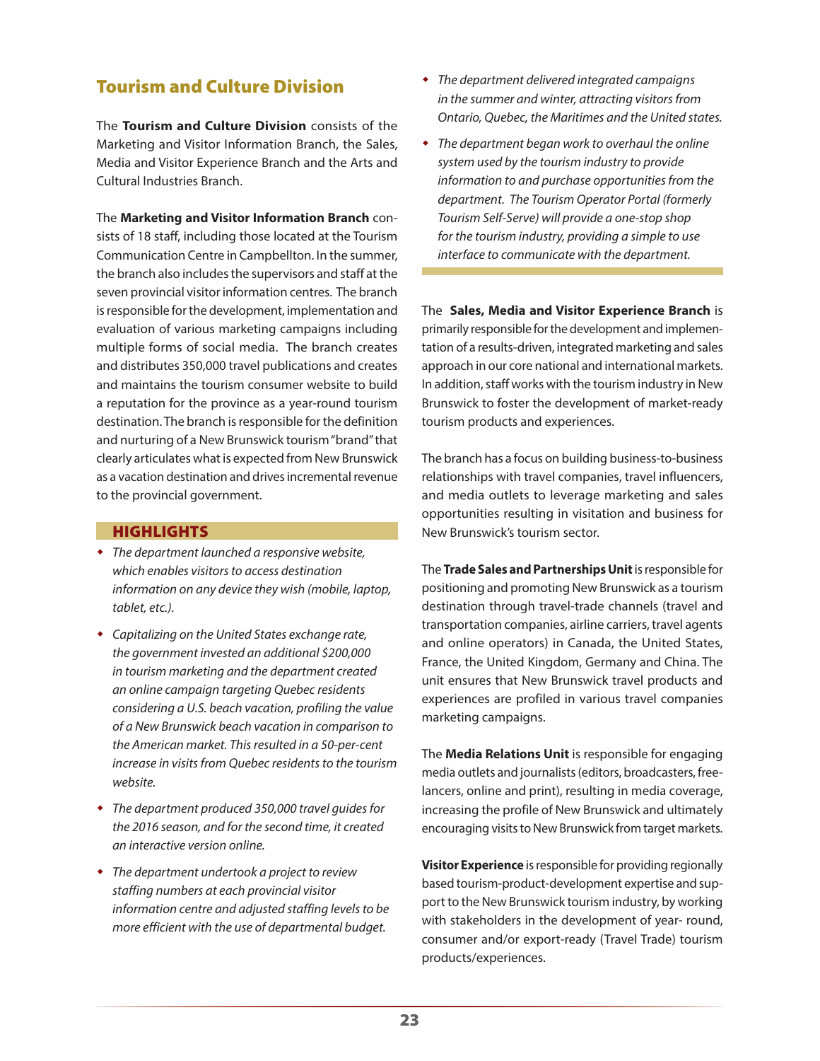## Tourism and Culture Division

The **Tourism and Culture Division** consists of the Marketing and Visitor Information Branch, the Sales, Media and Visitor Experience Branch and the Arts and Cultural Industries Branch.

The **Marketing and Visitor Information Branch** consists of 18 staff, including those located at the Tourism Communication Centre in Campbellton. In the summer, the branch also includes the supervisors and staff at the seven provincial visitor information centres. The branch is responsible for the development, implementation and evaluation of various marketing campaigns including multiple forms of social media. The branch creates and distributes 350,000 travel publications and creates and maintains the tourism consumer website to build a reputation for the province as a year-round tourism destination. The branch is responsible for the definition and nurturing of a New Brunswick tourism "brand" that clearly articulates what is expected from New Brunswick as a vacation destination and drives incremental revenue to the provincial government.

### HIGHLIGHTS

- *The department launched a responsive website, which enables visitors to access destination information on any device they wish (mobile, laptop, tablet, etc.).*
- *Capitalizing on the United States exchange rate, the government invested an additional $200,000 in tourism marketing and the department created an online campaign targeting Quebec residents considering a U.S. beach vacation, profiling the value of a New Brunswick beach vacation in comparison to the American market. This resulted in a 50-per-cent increase in visits from Quebec residents to the tourism website.*
- *The department produced 350,000 travel guides for the 2016 season, and for the second time, it created an interactive version online.*
- *The department undertook a project to review staffing numbers at each provincial visitor information centre and adjusted staffing levels to be more efficient with the use of departmental budget.*
- *The department delivered integrated campaigns in the summer and winter, attracting visitors from Ontario, Quebec, the Maritimes and the United states.*
- *The department began work to overhaul the online system used by the tourism industry to provide information to and purchase opportunities from the department. The Tourism Operator Portal (formerly Tourism Self-Serve) will provide a one-stop shop for the tourism industry, providing a simple to use interface to communicate with the department.*

The **Sales, Media and Visitor Experience Branch** is primarily responsible for the development and implementation of a results-driven, integrated marketing and sales approach in our core national and international markets. In addition, staff works with the tourism industry in New Brunswick to foster the development of market-ready tourism products and experiences.

The branch has a focus on building business-to-business relationships with travel companies, travel influencers, and media outlets to leverage marketing and sales opportunities resulting in visitation and business for New Brunswick's tourism sector.

The **Trade Sales and Partnerships Unit** is responsible for positioning and promoting New Brunswick as a tourism destination through travel-trade channels (travel and transportation companies, airline carriers, travel agents and online operators) in Canada, the United States, France, the United Kingdom, Germany and China. The unit ensures that New Brunswick travel products and experiences are profiled in various travel companies marketing campaigns.

The **Media Relations Unit** is responsible for engaging media outlets and journalists (editors, broadcasters, freelancers, online and print), resulting in media coverage, increasing the profile of New Brunswick and ultimately encouraging visits to New Brunswick from target markets.

**Visitor Experience** is responsible for providing regionally based tourism-product-development expertise and support to the New Brunswick tourism industry, by working with stakeholders in the development of year- round, consumer and/or export-ready (Travel Trade) tourism products/experiences.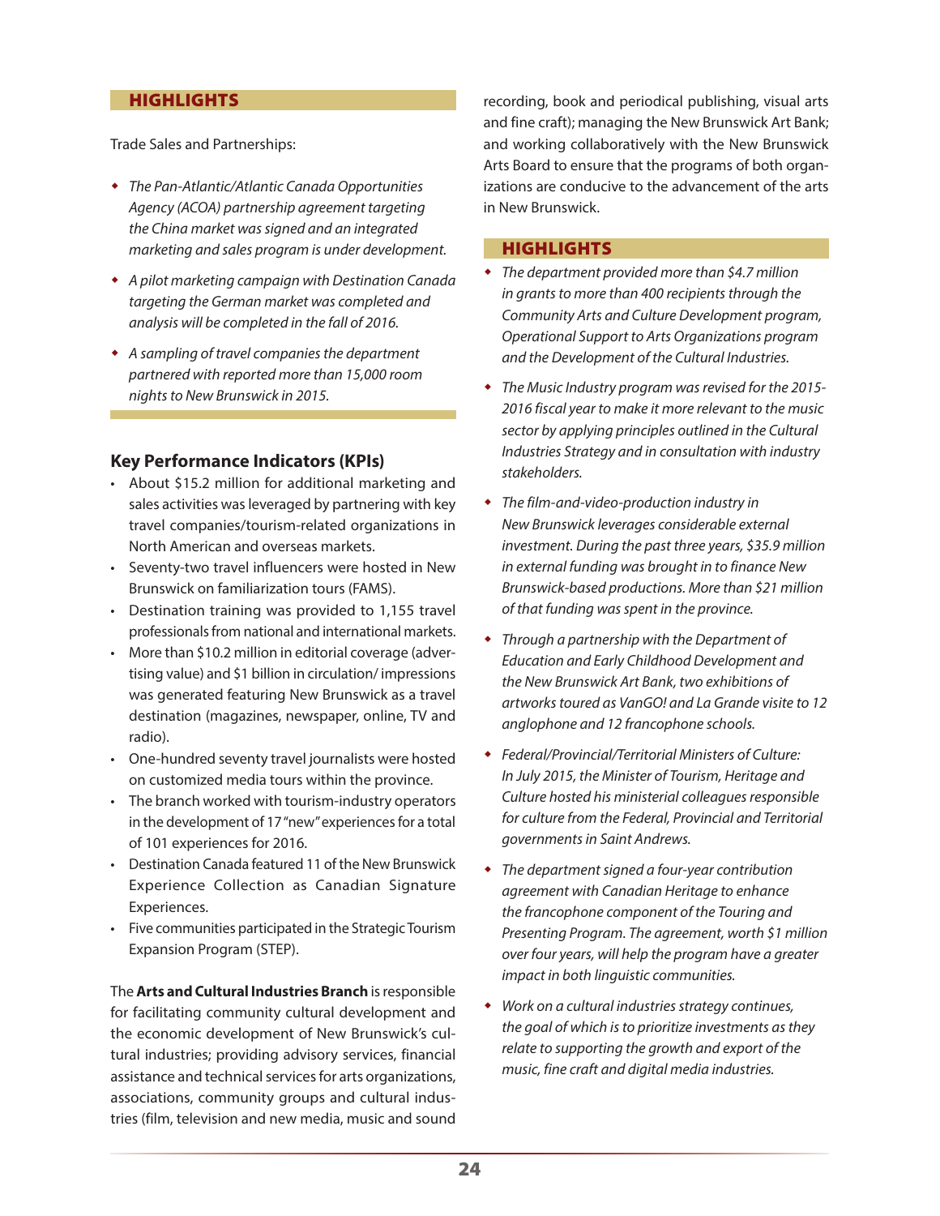## HIGHLIGHTS

Trade Sales and Partnerships:

- *The Pan-Atlantic/Atlantic Canada Opportunities Agency (ACOA) partnership agreement targeting the China market was signed and an integrated marketing and sales program is under development.*
- *A pilot marketing campaign with Destination Canada targeting the German market was completed and analysis will be completed in the fall of 2016.*
- *A sampling of travel companies the department partnered with reported more than 15,000 room nights to New Brunswick in 2015.*

### Key Performance Indicators (KPIs)

- About $15.2 million for additional marketing and sales activities was leveraged by partnering with key travel companies/tourism-related organizations in North American and overseas markets.
- Seventy-two travel influencers were hosted in New Brunswick on familiarization tours (FAMS).
- Destination training was provided to 1,155 travel professionals from national and international markets.
- More than $10.2 million in editorial coverage (advertising value) and $1 billion in circulation/ impressions was generated featuring New Brunswick as a travel destination (magazines, newspaper, online, TV and radio).
- One-hundred seventy travel journalists were hosted on customized media tours within the province.
- The branch worked with tourism-industry operators in the development of 17 "new" experiences for a total of 101 experiences for 2016.
- Destination Canada featured 11 of the New Brunswick Experience Collection as Canadian Signature Experiences.
- Five communities participated in the Strategic Tourism Expansion Program (STEP).

The **Arts and Cultural Industries Branch** is responsible for facilitating community cultural development and the economic development of New Brunswick's cultural industries; providing advisory services, financial assistance and technical services for arts organizations, associations, community groups and cultural industries (film, television and new media, music and sound recording, book and periodical publishing, visual arts and fine craft); managing the New Brunswick Art Bank; and working collaboratively with the New Brunswick Arts Board to ensure that the programs of both organizations are conducive to the advancement of the arts in New Brunswick.

## HIGHLIGHTS

- *The department provided more than $4.7 million in grants to more than 400 recipients through the Community Arts and Culture Development program, Operational Support to Arts Organizations program and the Development of the Cultural Industries.*
- *The Music Industry program was revised for the 2015-2016 fiscal year to make it more relevant to the music sector by applying principles outlined in the Cultural Industries Strategy and in consultation with industry stakeholders.*
- *The film-and-video-production industry in New Brunswick leverages considerable external investment. During the past three years, $35.9 million in external funding was brought in to finance New Brunswick-based productions. More than $21 million of that funding was spent in the province.*
- *Through a partnership with the Department of Education and Early Childhood Development and the New Brunswick Art Bank, two exhibitions of artworks toured as VanGO! and La Grande visite to 12 anglophone and 12 francophone schools.*
- *Federal/Provincial/Territorial Ministers of Culture: In July 2015, the Minister of Tourism, Heritage and Culture hosted his ministerial colleagues responsible for culture from the Federal, Provincial and Territorial governments in Saint Andrews.*
- *The department signed a four-year contribution agreement with Canadian Heritage to enhance the francophone component of the Touring and Presenting Program. The agreement, worth $1 million over four years, will help the program have a greater impact in both linguistic communities.*
- *Work on a cultural industries strategy continues, the goal of which is to prioritize investments as they relate to supporting the growth and export of the music, fine craft and digital media industries.*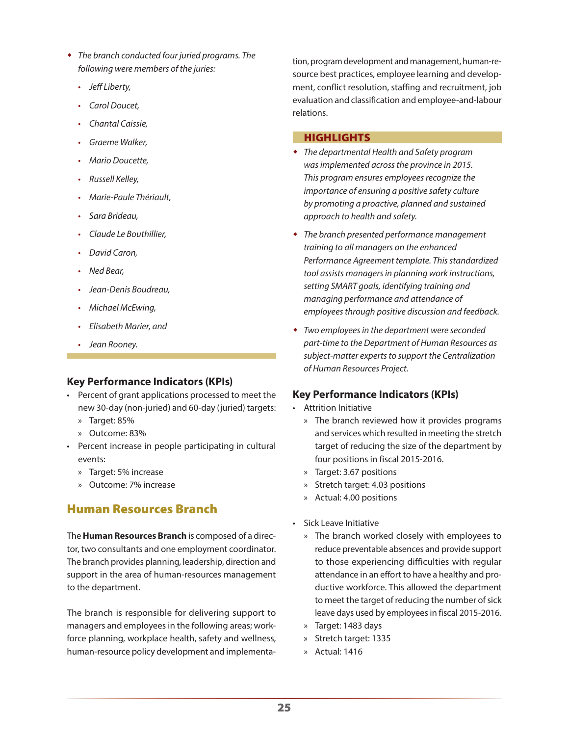- *The branch conducted four juried programs. The following were members of the juries:*
  - *Jeff Liberty,*
  - *Carol Doucet,*
  - *Chantal Caissie,*
  - *Graeme Walker,*
  - *Mario Doucette,*
  - *Russell Kelley,*
  - *Marie-Paule Thériault,*
  - *Sara Brideau,*
  - *Claude Le Bouthillier,*
  - *David Caron,*
  - *Ned Bear,*
  - *Jean-Denis Boudreau,*
  - *Michael McEwing,*
  - *Elisabeth Marier, and*
  - *Jean Rooney.*

### Key Performance Indicators (KPIs)

- Percent of grant applications processed to meet the new 30-day (non-juried) and 60-day (juried) targets:
  - Target: 85%
  - Outcome: 83%
- Percent increase in people participating in cultural events:
  - Target: 5% increase
  - Outcome: 7% increase

## Human Resources Branch

The **Human Resources Branch** is composed of a director, two consultants and one employment coordinator. The branch provides planning, leadership, direction and support in the area of human-resources management to the department.

The branch is responsible for delivering support to managers and employees in the following areas; workforce planning, workplace health, safety and wellness, human-resource policy development and implementation, program development and management, human-resource best practices, employee learning and development, conflict resolution, staffing and recruitment, job evaluation and classification and employee-and-labour relations.

### HIGHLIGHTS

- *The departmental Health and Safety program was implemented across the province in 2015. This program ensures employees recognize the importance of ensuring a positive safety culture by promoting a proactive, planned and sustained approach to health and safety.*
- *The branch presented performance management training to all managers on the enhanced Performance Agreement template. This standardized tool assists managers in planning work instructions, setting SMART goals, identifying training and managing performance and attendance of employees through positive discussion and feedback.*
- *Two employees in the department were seconded part-time to the Department of Human Resources as subject-matter experts to support the Centralization of Human Resources Project.*

### Key Performance Indicators (KPIs)

- Attrition Initiative
  - The branch reviewed how it provides programs and services which resulted in meeting the stretch target of reducing the size of the department by four positions in fiscal 2015-2016.
  - Target: 3.67 positions
  - Stretch target: 4.03 positions
  - Actual: 4.00 positions
- Sick Leave Initiative
  - The branch worked closely with employees to reduce preventable absences and provide support to those experiencing difficulties with regular attendance in an effort to have a healthy and productive workforce. This allowed the department to meet the target of reducing the number of sick leave days used by employees in fiscal 2015-2016.
  - Target: 1483 days
  - Stretch target: 1335
  - Actual: 1416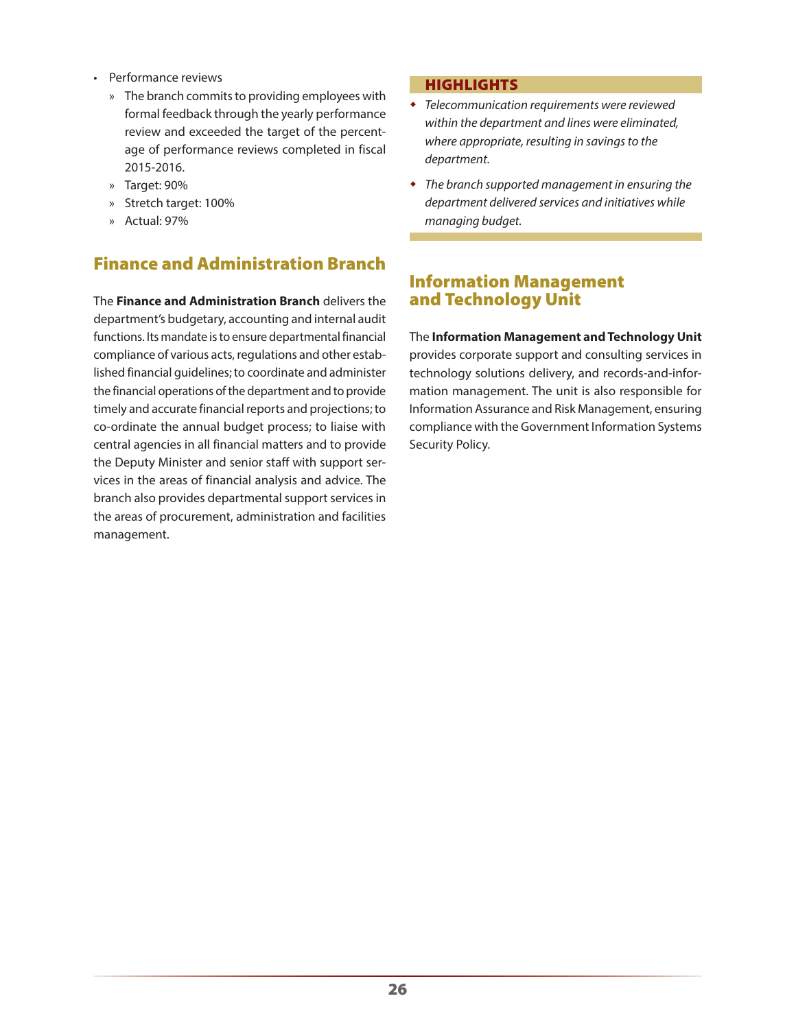- Performance reviews
  - The branch commits to providing employees with formal feedback through the yearly performance review and exceeded the target of the percentage of performance reviews completed in fiscal 2015-2016.
  - Target: 90%
  - Stretch target: 100%
  - Actual: 97%

## Finance and Administration Branch

The **Finance and Administration Branch** delivers the department's budgetary, accounting and internal audit functions. Its mandate is to ensure departmental financial compliance of various acts, regulations and other established financial guidelines; to coordinate and administer the financial operations of the department and to provide timely and accurate financial reports and projections; to co-ordinate the annual budget process; to liaise with central agencies in all financial matters and to provide the Deputy Minister and senior staff with support services in the areas of financial analysis and advice. The branch also provides departmental support services in the areas of procurement, administration and facilities management.

### HIGHLIGHTS

- *Telecommunication requirements were reviewed within the department and lines were eliminated, where appropriate, resulting in savings to the department.*
- *The branch supported management in ensuring the department delivered services and initiatives while managing budget.*

## Information Management and Technology Unit

The **Information Management and Technology Unit** provides corporate support and consulting services in technology solutions delivery, and records-and-information management. The unit is also responsible for Information Assurance and Risk Management, ensuring compliance with the Government Information Systems Security Policy.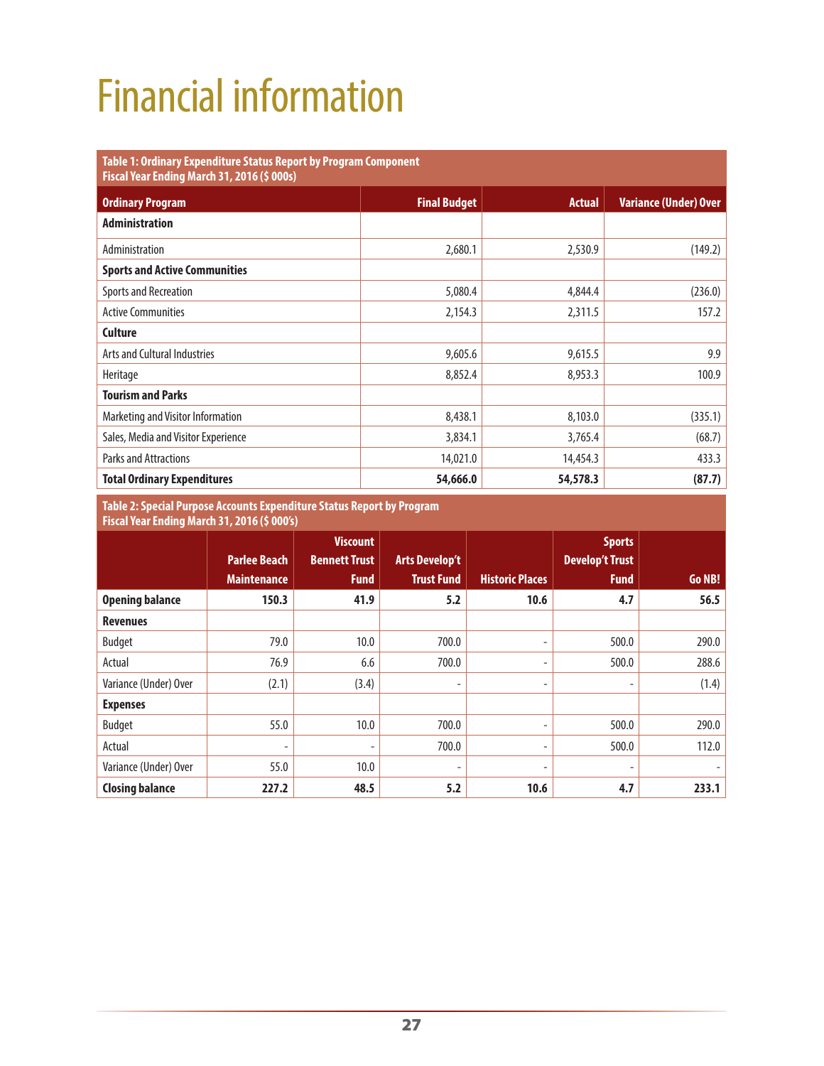# Financial information

**Table 1: Ordinary Expenditure Status Report by Program Component**
**Fiscal Year Ending March 31, 2016 ($ 000s)**

| Ordinary Program | Final Budget | Actual | Variance (Under) Over |
|---|---|---|---|
| **Administration** | | | |
| Administration | 2,680.1 | 2,530.9 | (149.2) |
| **Sports and Active Communities** | | | |
| Sports and Recreation | 5,080.4 | 4,844.4 | (236.0) |
| Active Communities | 2,154.3 | 2,311.5 | 157.2 |
| **Culture** | | | |
| Arts and Cultural Industries | 9,605.6 | 9,615.5 | 9.9 |
| Heritage | 8,852.4 | 8,953.3 | 100.9 |
| **Tourism and Parks** | | | |
| Marketing and Visitor Information | 8,438.1 | 8,103.0 | (335.1) |
| Sales, Media and Visitor Experience | 3,834.1 | 3,765.4 | (68.7) |
| Parks and Attractions | 14,021.0 | 14,454.3 | 433.3 |
| **Total Ordinary Expenditures** | **54,666.0** | **54,578.3** | **(87.7)** |

**Table 2: Special Purpose Accounts Expenditure Status Report by Program**
**Fiscal Year Ending March 31, 2016 ($ 000's)**

| | Parlee Beach Maintenance | Viscount Bennett Trust Fund | Arts Develop't Trust Fund | Historic Places | Sports Develop't Trust Fund | Go NB! |
|---|---|---|---|---|---|---|
| **Opening balance** | **150.3** | **41.9** | **5.2** | **10.6** | **4.7** | **56.5** |
| **Revenues** | | | | | | |
| Budget | 79.0 | 10.0 | 700.0 | - | 500.0 | 290.0 |
| Actual | 76.9 | 6.6 | 700.0 | - | 500.0 | 288.6 |
| Variance (Under) Over | (2.1) | (3.4) | - | - | - | (1.4) |
| **Expenses** | | | | | | |
| Budget | 55.0 | 10.0 | 700.0 | - | 500.0 | 290.0 |
| Actual | - | - | 700.0 | - | 500.0 | 112.0 |
| Variance (Under) Over | 55.0 | 10.0 | - | - | - | - |
| **Closing balance** | **227.2** | **48.5** | **5.2** | **10.6** | **4.7** | **233.1** |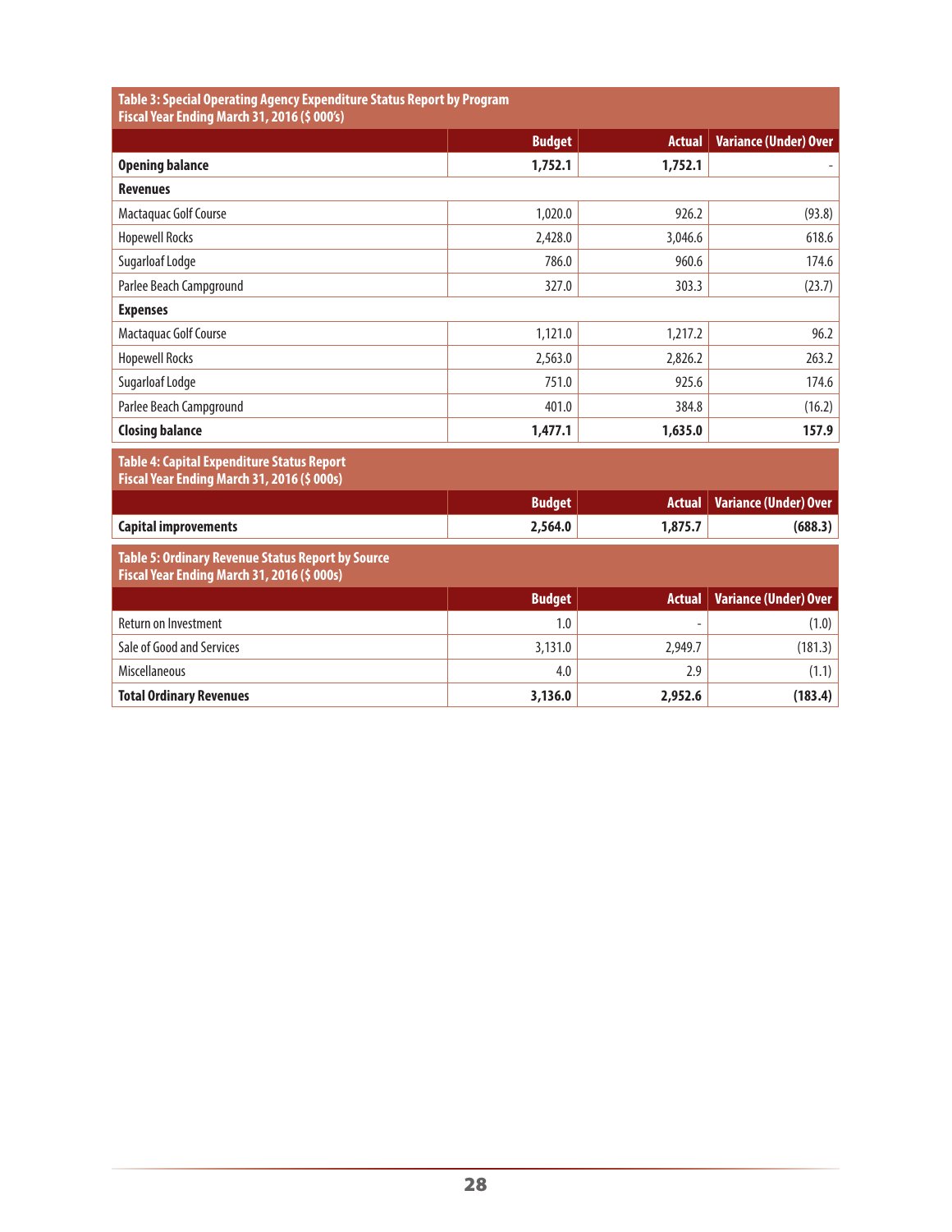**Table 3: Special Operating Agency Expenditure Status Report by Program**
**Fiscal Year Ending March 31, 2016 ($ 000's)**

| | Budget | Actual | Variance (Under) Over |
|---|---|---|---|
| **Opening balance** | **1,752.1** | **1,752.1** | - |
| **Revenues** | | | |
| Mactaquac Golf Course | 1,020.0 | 926.2 | (93.8) |
| Hopewell Rocks | 2,428.0 | 3,046.6 | 618.6 |
| Sugarloaf Lodge | 786.0 | 960.6 | 174.6 |
| Parlee Beach Campground | 327.0 | 303.3 | (23.7) |
| **Expenses** | | | |
| Mactaquac Golf Course | 1,121.0 | 1,217.2 | 96.2 |
| Hopewell Rocks | 2,563.0 | 2,826.2 | 263.2 |
| Sugarloaf Lodge | 751.0 | 925.6 | 174.6 |
| Parlee Beach Campground | 401.0 | 384.8 | (16.2) |
| **Closing balance** | **1,477.1** | **1,635.0** | **157.9** |

**Table 4: Capital Expenditure Status Report**
**Fiscal Year Ending March 31, 2016 ($ 000s)**

| | Budget | Actual | Variance (Under) Over |
|---|---|---|---|
| **Capital improvements** | **2,564.0** | **1,875.7** | **(688.3)** |

**Table 5: Ordinary Revenue Status Report by Source**
**Fiscal Year Ending March 31, 2016 ($ 000s)**

| | Budget | Actual | Variance (Under) Over |
|---|---|---|---|
| Return on Investment | 1.0 | - | (1.0) |
| Sale of Good and Services | 3,131.0 | 2,949.7 | (181.3) |
| Miscellaneous | 4.0 | 2.9 | (1.1) |
| **Total Ordinary Revenues** | **3,136.0** | **2,952.6** | **(183.4)** |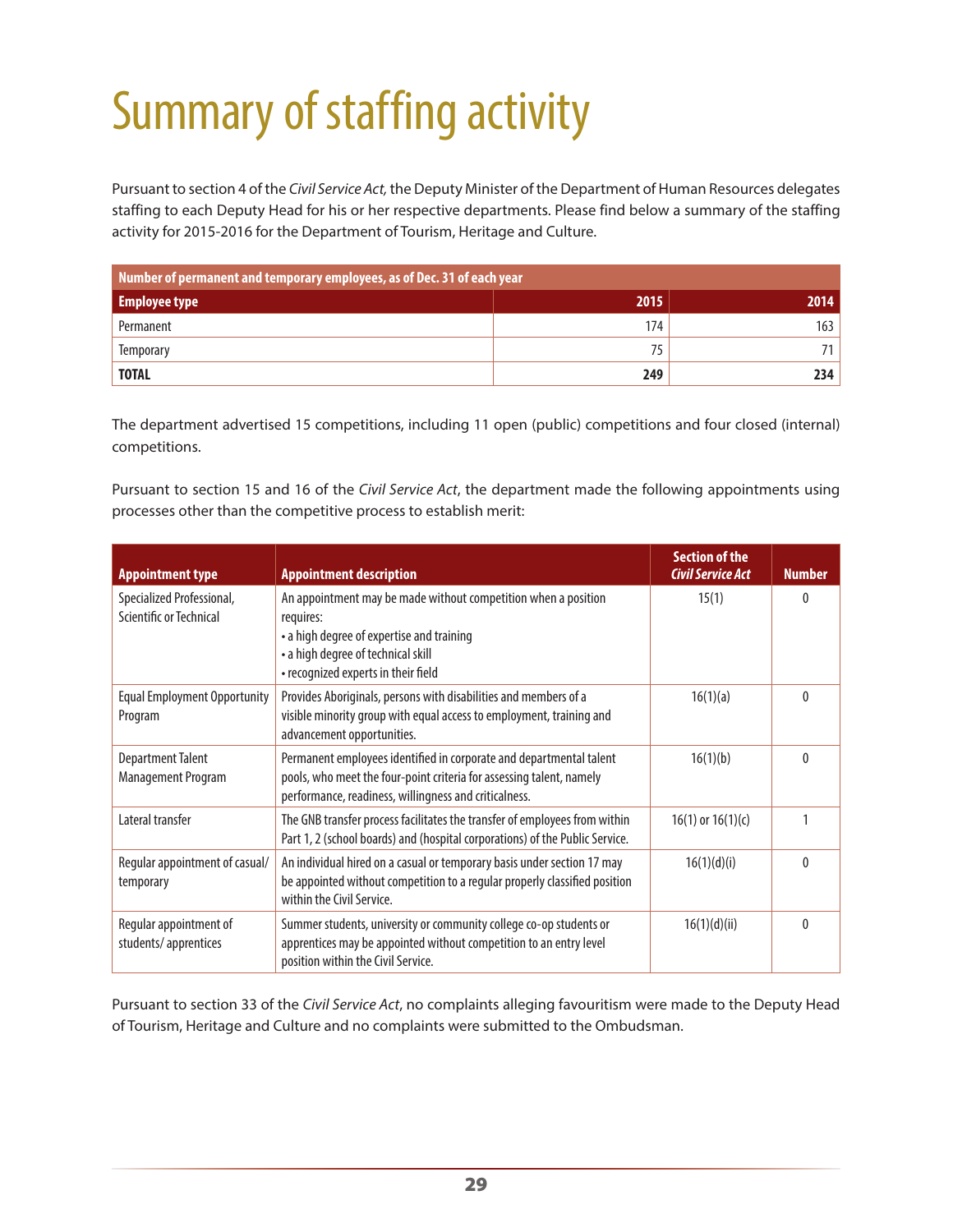# Summary of staffing activity

Pursuant to section 4 of the *Civil Service Act,* the Deputy Minister of the Department of Human Resources delegates staffing to each Deputy Head for his or her respective departments. Please find below a summary of the staffing activity for 2015-2016 for the Department of Tourism, Heritage and Culture.

| Number of permanent and temporary employees, as of Dec. 31 of each year | | |
|---|---|---|
| **Employee type** | **2015** | **2014** |
| Permanent | 174 | 163 |
| Temporary | 75 | 71 |
| **TOTAL** | **249** | **234** |

The department advertised 15 competitions, including 11 open (public) competitions and four closed (internal) competitions.

Pursuant to section 15 and 16 of the *Civil Service Act*, the department made the following appointments using processes other than the competitive process to establish merit:

| Appointment type | Appointment description | Section of the *Civil Service Act* | Number |
|---|---|---|---|
| Specialized Professional, Scientific or Technical | An appointment may be made without competition when a position requires:<br>• a high degree of expertise and training<br>• a high degree of technical skill<br>• recognized experts in their field | 15(1) | 0 |
| Equal Employment Opportunity Program | Provides Aboriginals, persons with disabilities and members of a visible minority group with equal access to employment, training and advancement opportunities. | 16(1)(a) | 0 |
| Department Talent Management Program | Permanent employees identified in corporate and departmental talent pools, who meet the four-point criteria for assessing talent, namely performance, readiness, willingness and criticalness. | 16(1)(b) | 0 |
| Lateral transfer | The GNB transfer process facilitates the transfer of employees from within Part 1, 2 (school boards) and (hospital corporations) of the Public Service. | 16(1) or 16(1)(c) | 1 |
| Regular appointment of casual/ temporary | An individual hired on a casual or temporary basis under section 17 may be appointed without competition to a regular properly classified position within the Civil Service. | 16(1)(d)(i) | 0 |
| Regular appointment of students/ apprentices | Summer students, university or community college co-op students or apprentices may be appointed without competition to an entry level position within the Civil Service. | 16(1)(d)(ii) | 0 |

Pursuant to section 33 of the *Civil Service Act*, no complaints alleging favouritism were made to the Deputy Head of Tourism, Heritage and Culture and no complaints were submitted to the Ombudsman.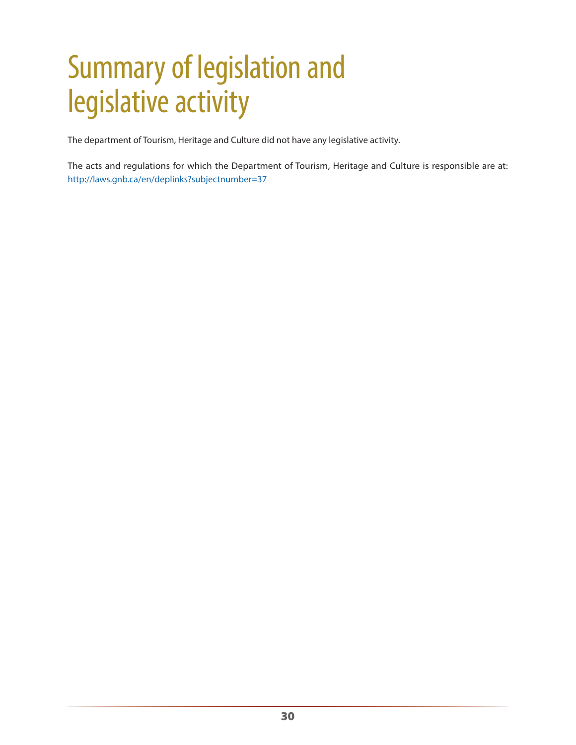# Summary of legislation and legislative activity

The department of Tourism, Heritage and Culture did not have any legislative activity.

The acts and regulations for which the Department of Tourism, Heritage and Culture is responsible are at: http://laws.gnb.ca/en/deplinks?subjectnumber=37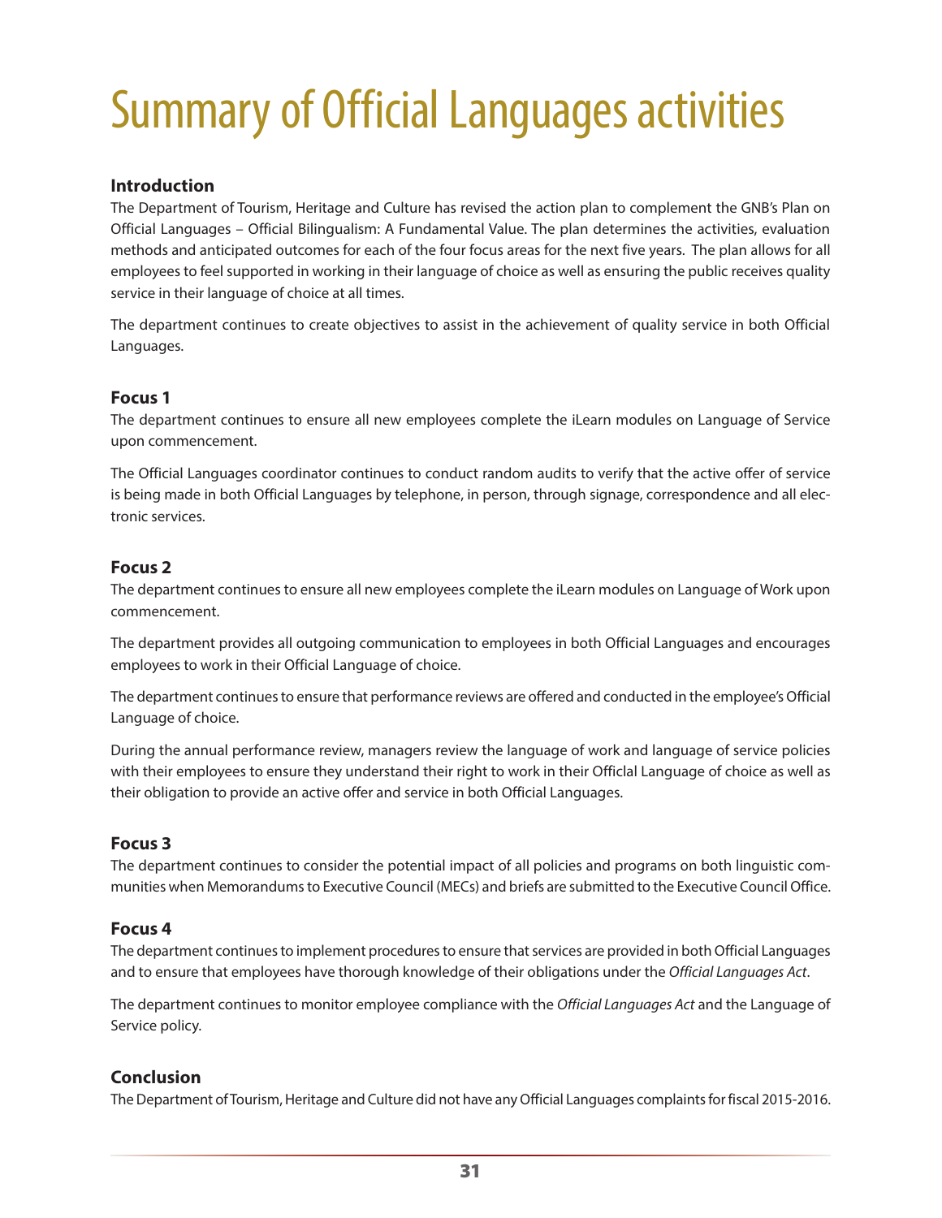# Summary of Official Languages activities

## Introduction

The Department of Tourism, Heritage and Culture has revised the action plan to complement the GNB's Plan on Official Languages – Official Bilingualism: A Fundamental Value. The plan determines the activities, evaluation methods and anticipated outcomes for each of the four focus areas for the next five years. The plan allows for all employees to feel supported in working in their language of choice as well as ensuring the public receives quality service in their language of choice at all times.

The department continues to create objectives to assist in the achievement of quality service in both Official Languages.

## Focus 1

The department continues to ensure all new employees complete the iLearn modules on Language of Service upon commencement.

The Official Languages coordinator continues to conduct random audits to verify that the active offer of service is being made in both Official Languages by telephone, in person, through signage, correspondence and all electronic services.

## Focus 2

The department continues to ensure all new employees complete the iLearn modules on Language of Work upon commencement.

The department provides all outgoing communication to employees in both Official Languages and encourages employees to work in their Official Language of choice.

The department continues to ensure that performance reviews are offered and conducted in the employee's Official Language of choice.

During the annual performance review, managers review the language of work and language of service policies with their employees to ensure they understand their right to work in their Offical Language of choice as well as their obligation to provide an active offer and service in both Official Languages.

## Focus 3

The department continues to consider the potential impact of all policies and programs on both linguistic communities when Memorandums to Executive Council (MECs) and briefs are submitted to the Executive Council Office.

## Focus 4

The department continues to implement procedures to ensure that services are provided in both Official Languages and to ensure that employees have thorough knowledge of their obligations under the *Official Languages Act*.

The department continues to monitor employee compliance with the *Official Languages Act* and the Language of Service policy.

## Conclusion

The Department of Tourism, Heritage and Culture did not have any Official Languages complaints for fiscal 2015-2016.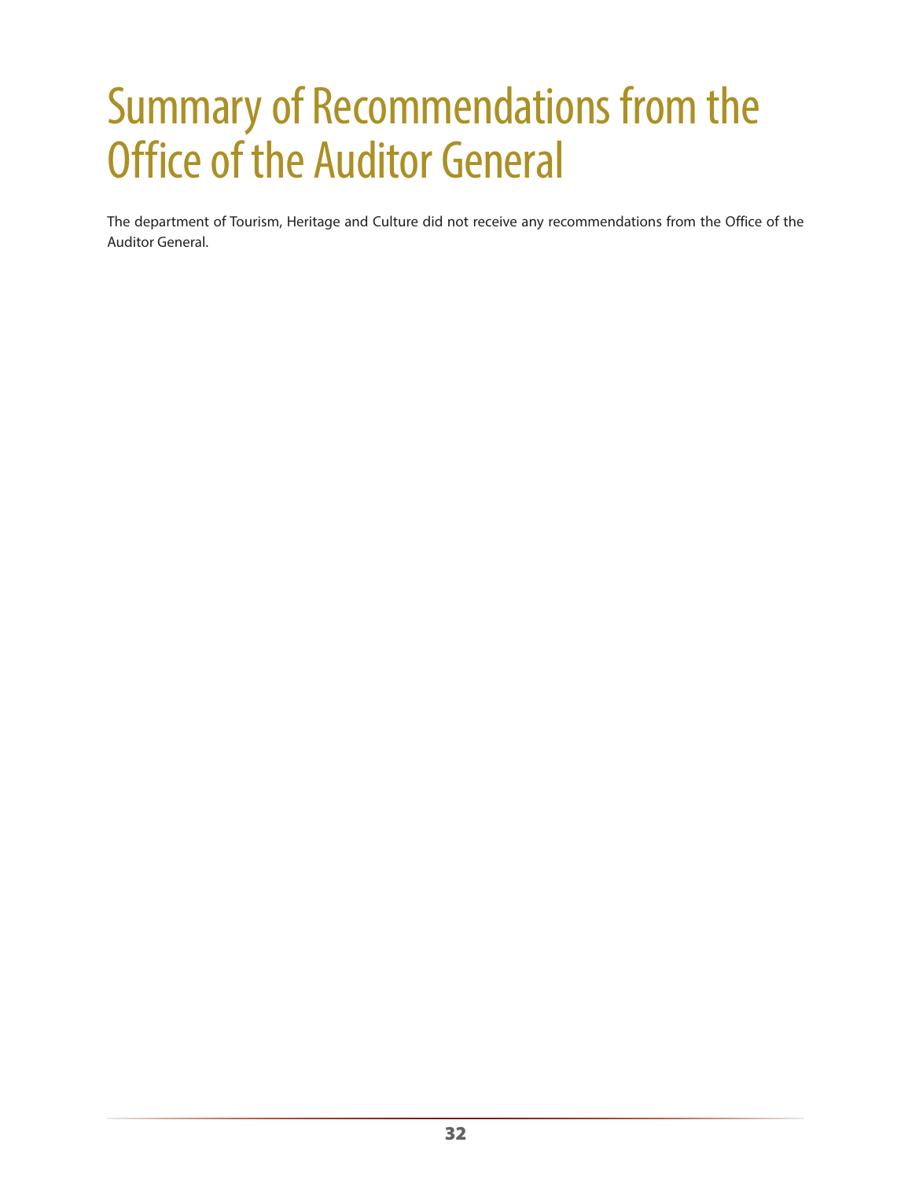# Summary of Recommendations from the Office of the Auditor General

The department of Tourism, Heritage and Culture did not receive any recommendations from the Office of the Auditor General.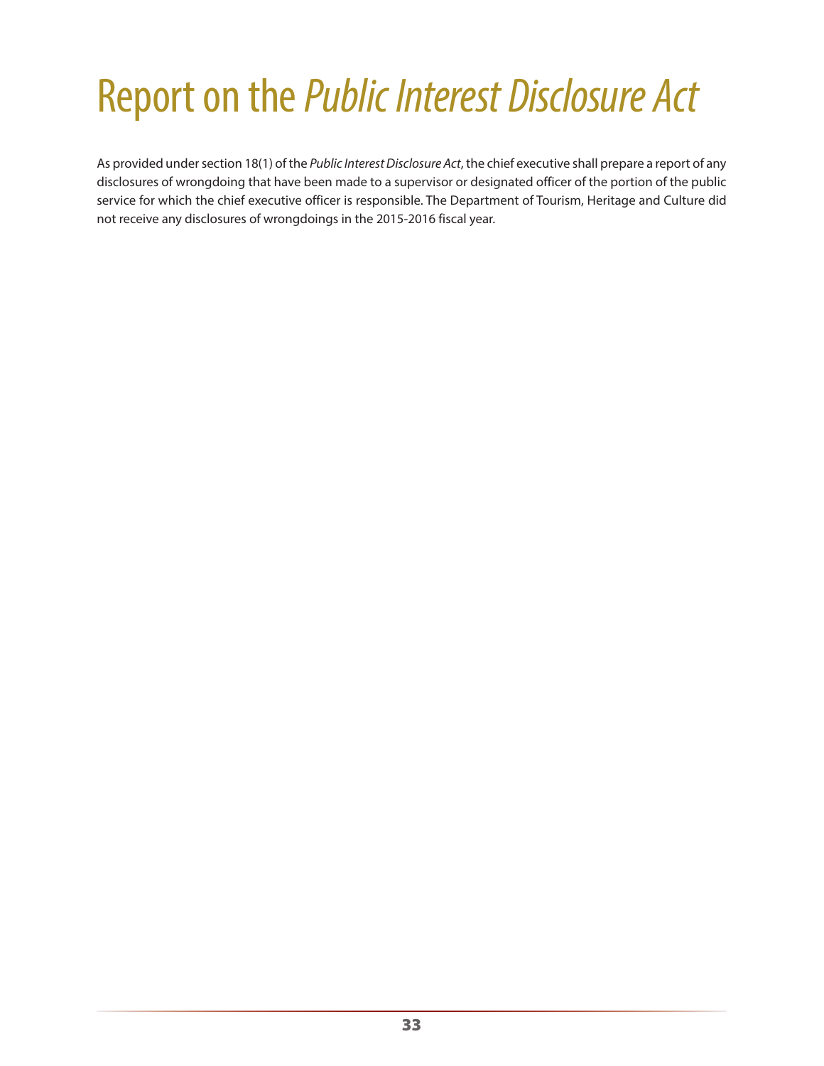# Report on the *Public Interest Disclosure Act*

As provided under section 18(1) of the *Public Interest Disclosure Act*, the chief executive shall prepare a report of any disclosures of wrongdoing that have been made to a supervisor or designated officer of the portion of the public service for which the chief executive officer is responsible. The Department of Tourism, Heritage and Culture did not receive any disclosures of wrongdoings in the 2015-2016 fiscal year.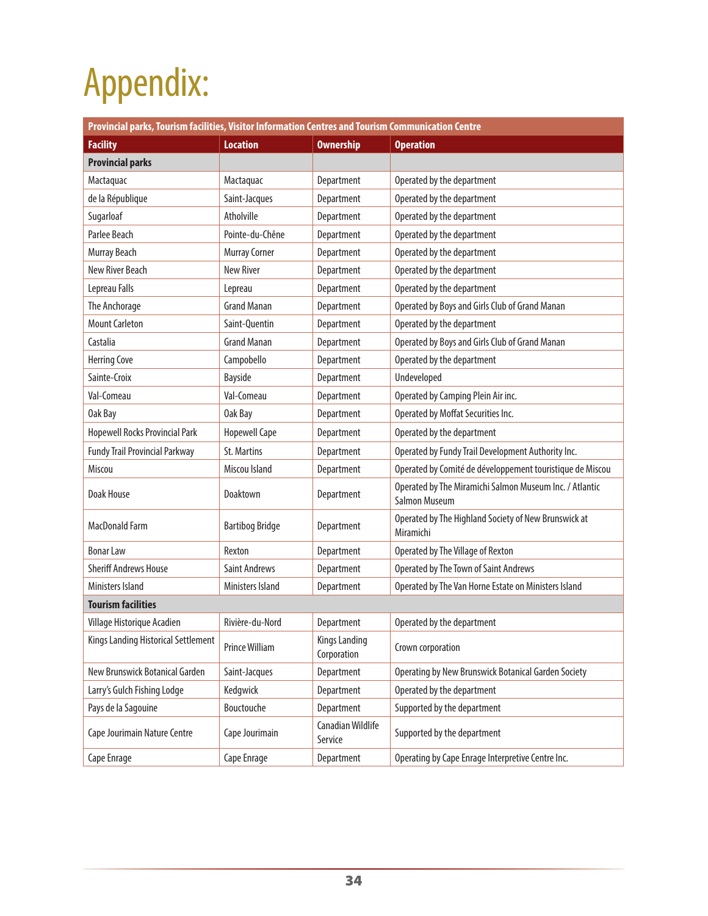# Appendix:

| Provincial parks, Tourism facilities, Visitor Information Centres and Tourism Communication Centre | | | |
|---|---|---|---|
| **Facility** | **Location** | **Ownership** | **Operation** |
| **Provincial parks** | | | |
| Mactaquac | Mactaquac | Department | Operated by the department |
| de la République | Saint-Jacques | Department | Operated by the department |
| Sugarloaf | Atholville | Department | Operated by the department |
| Parlee Beach | Pointe-du-Chêne | Department | Operated by the department |
| Murray Beach | Murray Corner | Department | Operated by the department |
| New River Beach | New River | Department | Operated by the department |
| Lepreau Falls | Lepreau | Department | Operated by the department |
| The Anchorage | Grand Manan | Department | Operated by Boys and Girls Club of Grand Manan |
| Mount Carleton | Saint-Quentin | Department | Operated by the department |
| Castalia | Grand Manan | Department | Operated by Boys and Girls Club of Grand Manan |
| Herring Cove | Campobello | Department | Operated by the department |
| Sainte-Croix | Bayside | Department | Undeveloped |
| Val-Comeau | Val-Comeau | Department | Operated by Camping Plein Air inc. |
| Oak Bay | Oak Bay | Department | Operated by Moffat Securities Inc. |
| Hopewell Rocks Provincial Park | Hopewell Cape | Department | Operated by the department |
| Fundy Trail Provincial Parkway | St. Martins | Department | Operated by Fundy Trail Development Authority Inc. |
| Miscou | Miscou Island | Department | Operated by Comité de développement touristique de Miscou |
| Doak House | Doaktown | Department | Operated by The Miramichi Salmon Museum Inc. / Atlantic Salmon Museum |
| MacDonald Farm | Bartibog Bridge | Department | Operated by The Highland Society of New Brunswick at Miramichi |
| Bonar Law | Rexton | Department | Operated by The Village of Rexton |
| Sheriff Andrews House | Saint Andrews | Department | Operated by The Town of Saint Andrews |
| Ministers Island | Ministers Island | Department | Operated by The Van Horne Estate on Ministers Island |
| **Tourism facilities** | | | |
| Village Historique Acadien | Rivière-du-Nord | Department | Operated by the department |
| Kings Landing Historical Settlement | Prince William | Kings Landing Corporation | Crown corporation |
| New Brunswick Botanical Garden | Saint-Jacques | Department | Operating by New Brunswick Botanical Garden Society |
| Larry's Gulch Fishing Lodge | Kedgwick | Department | Operated by the department |
| Pays de la Sagouine | Bouctouche | Department | Supported by the department |
| Cape Jourimain Nature Centre | Cape Jourimain | Canadian Wildlife Service | Supported by the department |
| Cape Enrage | Cape Enrage | Department | Operating by Cape Enrage Interpretive Centre Inc. |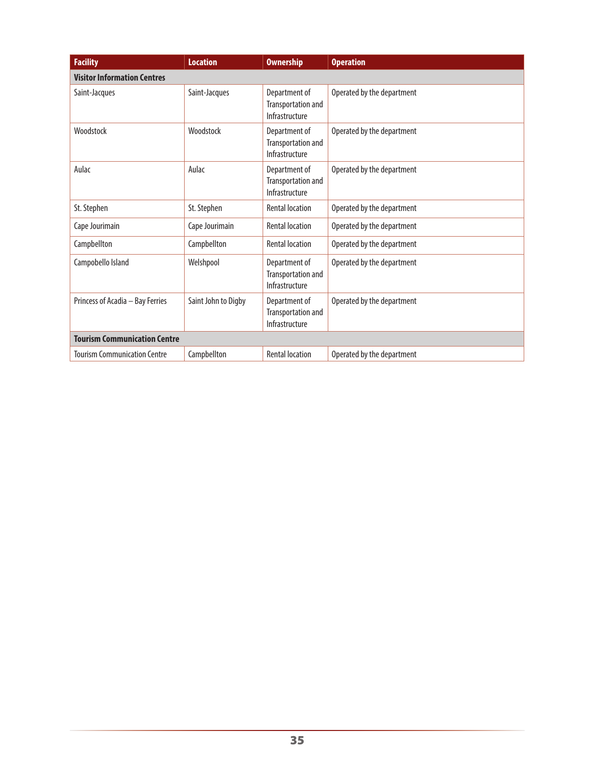| Facility | Location | Ownership | Operation |
|---|---|---|---|
| **Visitor Information Centres** | | | |
| Saint-Jacques | Saint-Jacques | Department of Transportation and Infrastructure | Operated by the department |
| Woodstock | Woodstock | Department of Transportation and Infrastructure | Operated by the department |
| Aulac | Aulac | Department of Transportation and Infrastructure | Operated by the department |
| St. Stephen | St. Stephen | Rental location | Operated by the department |
| Cape Jourimain | Cape Jourimain | Rental location | Operated by the department |
| Campbellton | Campbellton | Rental location | Operated by the department |
| Campobello Island | Welshpool | Department of Transportation and Infrastructure | Operated by the department |
| Princess of Acadia – Bay Ferries | Saint John to Digby | Department of Transportation and Infrastructure | Operated by the department |
| **Tourism Communication Centre** | | | |
| Tourism Communication Centre | Campbellton | Rental location | Operated by the department |